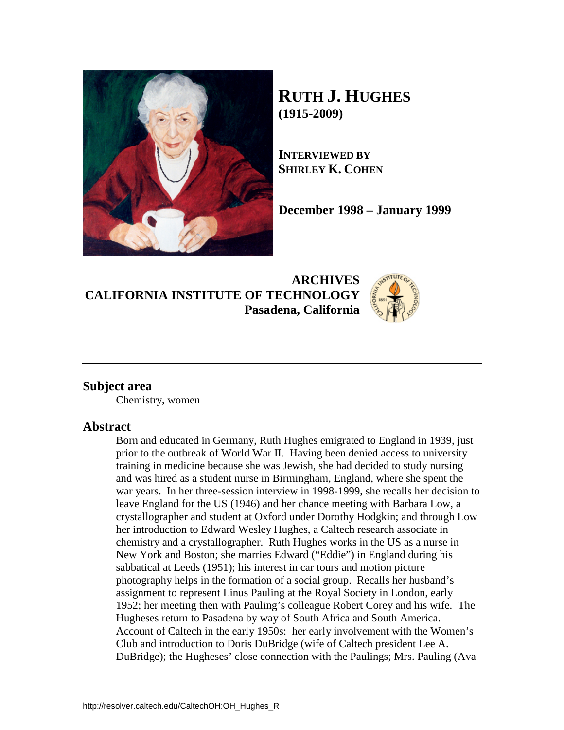# RUTH J. HUGHES
**(1915-2009)**

**INTERVIEWED BY**
**SHIRLEY K. COHEN**

**December 1998 – January 1999**

**ARCHIVES**
**CALIFORNIA INSTITUTE OF TECHNOLOGY**
**Pasadena, California**

---

## Subject area

Chemistry, women

## Abstract

Born and educated in Germany, Ruth Hughes emigrated to England in 1939, just prior to the outbreak of World War II. Having been denied access to university training in medicine because she was Jewish, she had decided to study nursing and was hired as a student nurse in Birmingham, England, where she spent the war years. In her three-session interview in 1998-1999, she recalls her decision to leave England for the US (1946) and her chance meeting with Barbara Low, a crystallographer and student at Oxford under Dorothy Hodgkin; and through Low her introduction to Edward Wesley Hughes, a Caltech research associate in chemistry and a crystallographer. Ruth Hughes works in the US as a nurse in New York and Boston; she marries Edward ("Eddie") in England during his sabbatical at Leeds (1951); his interest in car tours and motion picture photography helps in the formation of a social group. Recalls her husband's assignment to represent Linus Pauling at the Royal Society in London, early 1952; her meeting then with Pauling's colleague Robert Corey and his wife. The Hugheses return to Pasadena by way of South Africa and South America. Account of Caltech in the early 1950s: her early involvement with the Women's Club and introduction to Doris DuBridge (wife of Caltech president Lee A. DuBridge); the Hugheses' close connection with the Paulings; Mrs. Pauling (Ava

http://resolver.caltech.edu/CaltechOH:OH_Hughes_R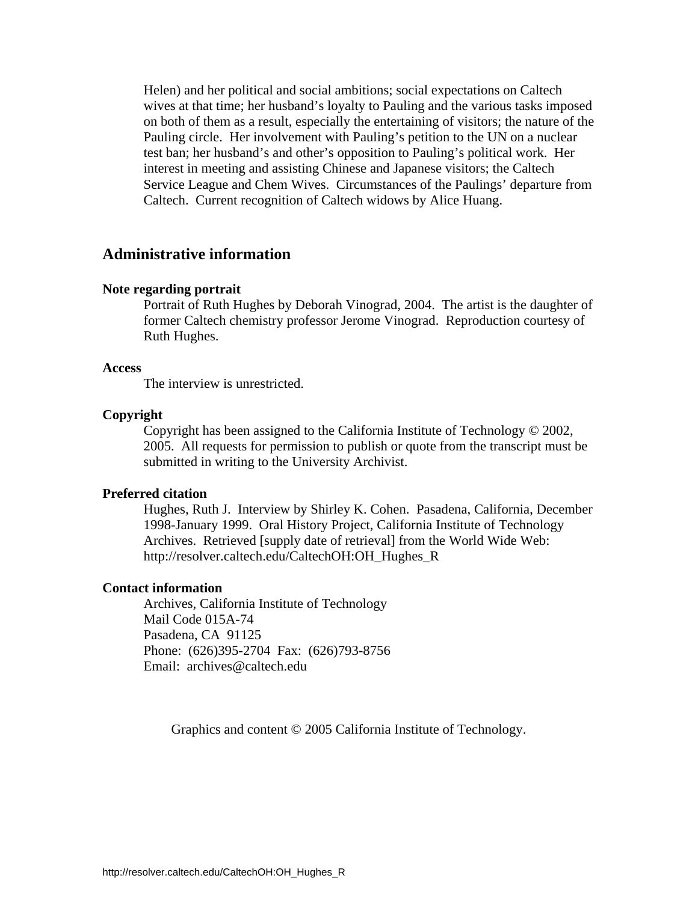Helen) and her political and social ambitions; social expectations on Caltech wives at that time; her husband's loyalty to Pauling and the various tasks imposed on both of them as a result, especially the entertaining of visitors; the nature of the Pauling circle. Her involvement with Pauling's petition to the UN on a nuclear test ban; her husband's and other's opposition to Pauling's political work. Her interest in meeting and assisting Chinese and Japanese visitors; the Caltech Service League and Chem Wives. Circumstances of the Paulings' departure from Caltech. Current recognition of Caltech widows by Alice Huang.

## Administrative information

**Note regarding portrait**

Portrait of Ruth Hughes by Deborah Vinograd, 2004. The artist is the daughter of former Caltech chemistry professor Jerome Vinograd. Reproduction courtesy of Ruth Hughes.

**Access**

The interview is unrestricted.

**Copyright**

Copyright has been assigned to the California Institute of Technology © 2002, 2005. All requests for permission to publish or quote from the transcript must be submitted in writing to the University Archivist.

**Preferred citation**

Hughes, Ruth J. Interview by Shirley K. Cohen. Pasadena, California, December 1998-January 1999. Oral History Project, California Institute of Technology Archives. Retrieved [supply date of retrieval] from the World Wide Web: http://resolver.caltech.edu/CaltechOH:OH_Hughes_R

**Contact information**

Archives, California Institute of Technology
Mail Code 015A-74
Pasadena, CA 91125
Phone: (626)395-2704 Fax: (626)793-8756
Email: archives@caltech.edu

Graphics and content © 2005 California Institute of Technology.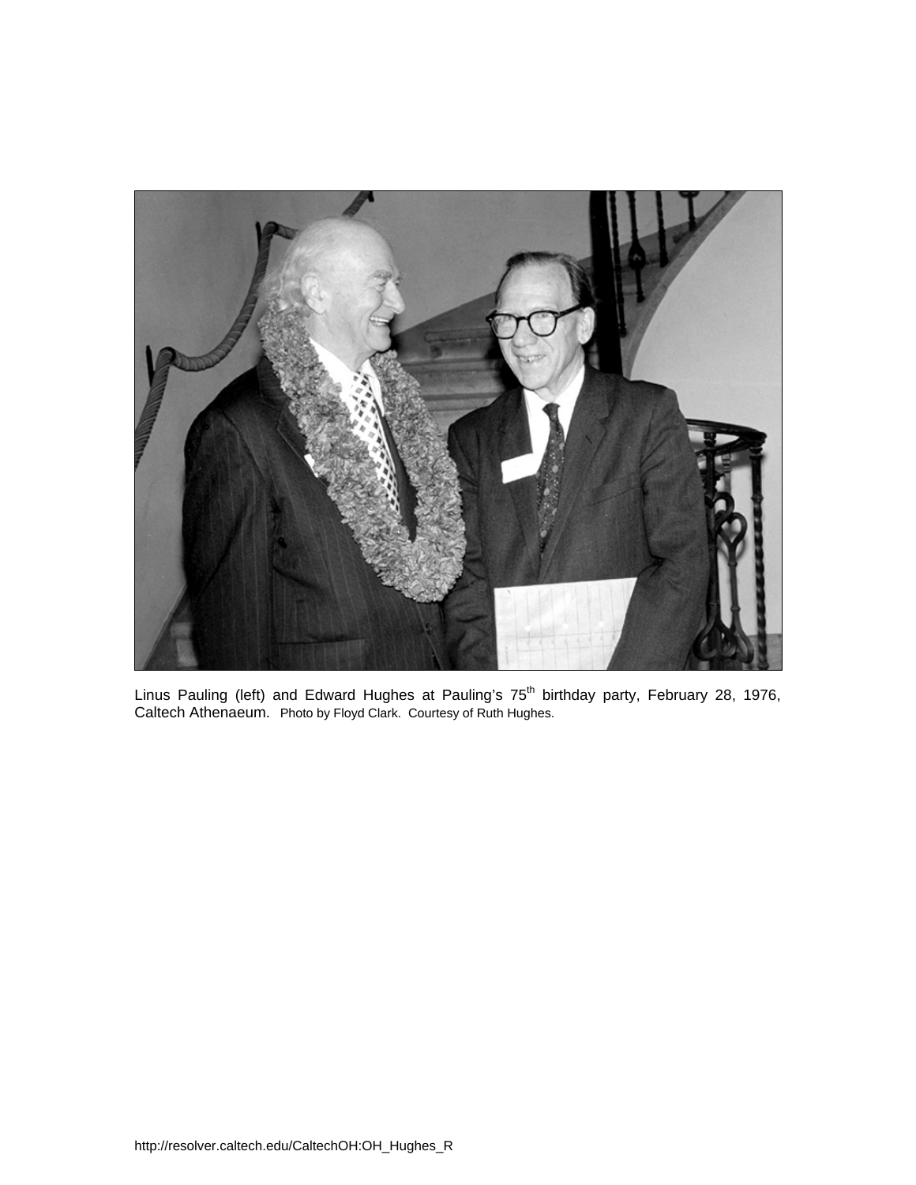Linus Pauling (left) and Edward Hughes at Pauling's 75th birthday party, February 28, 1976, Caltech Athenaeum. Photo by Floyd Clark. Courtesy of Ruth Hughes.

http://resolver.caltech.edu/CaltechOH:OH_Hughes_R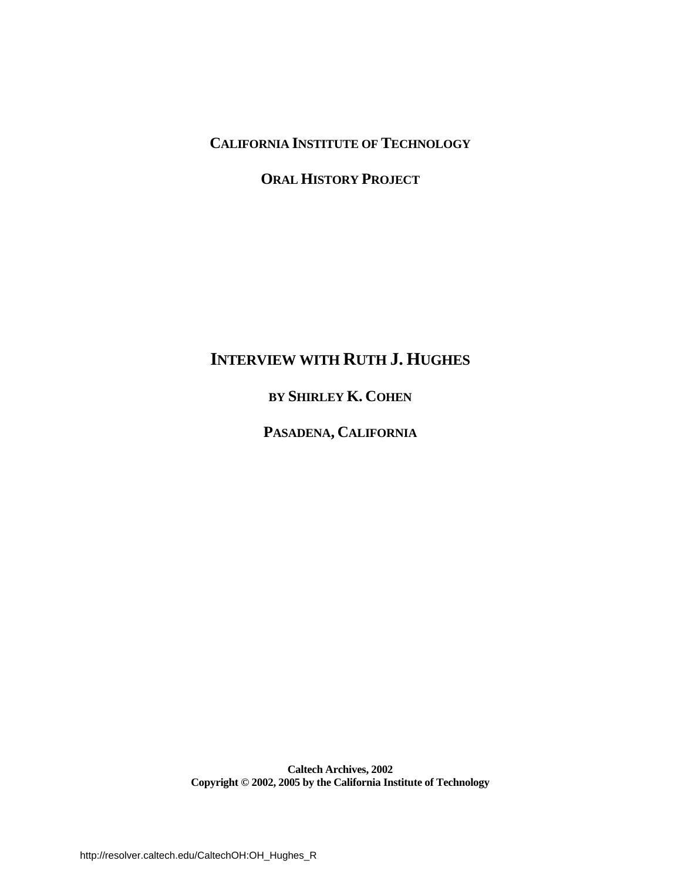**CALIFORNIA INSTITUTE OF TECHNOLOGY**

**ORAL HISTORY PROJECT**

# INTERVIEW WITH RUTH J. HUGHES

**BY SHIRLEY K. COHEN**

**PASADENA, CALIFORNIA**

**Caltech Archives, 2002**
**Copyright © 2002, 2005 by the California Institute of Technology**

http://resolver.caltech.edu/CaltechOH:OH_Hughes_R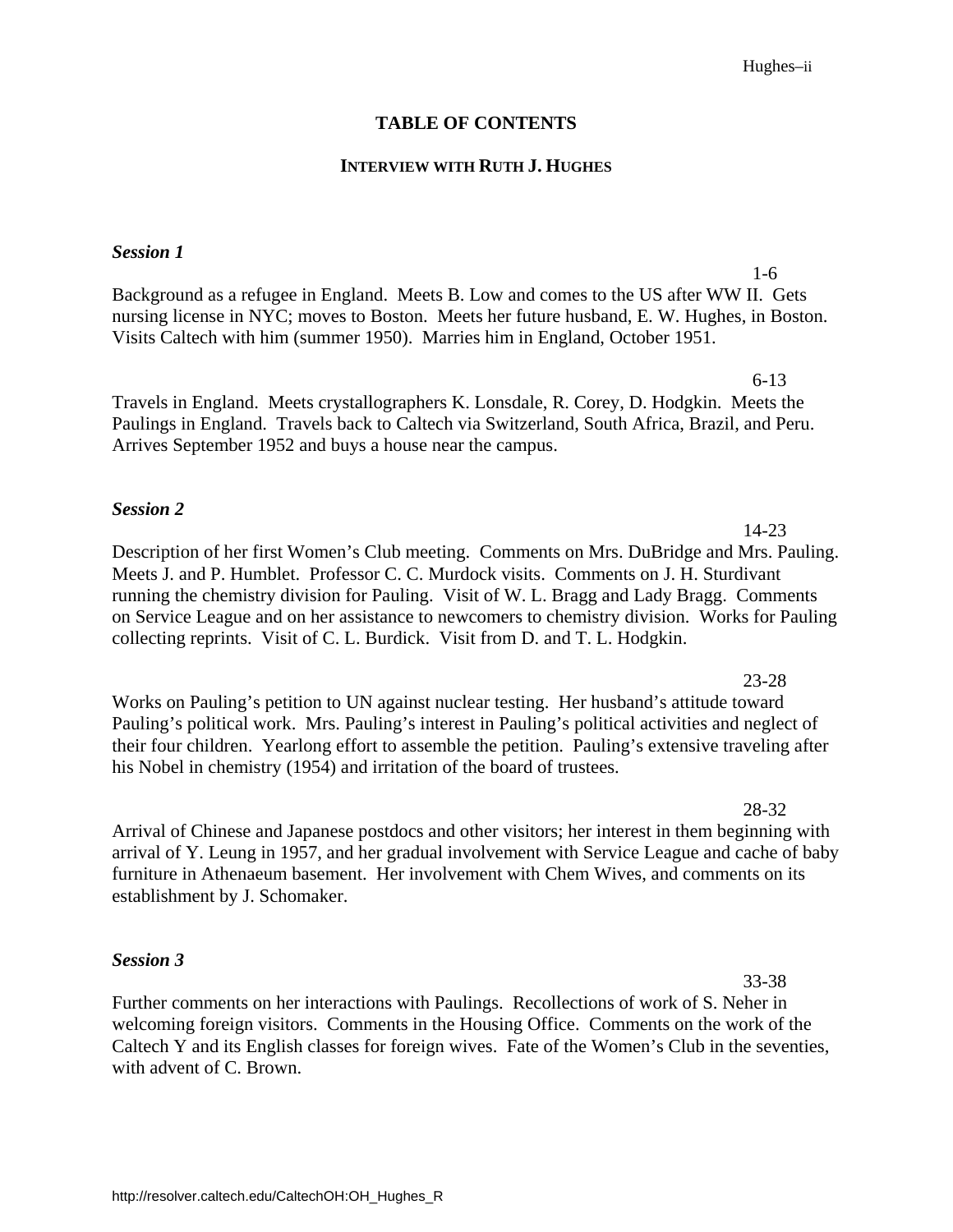# TABLE OF CONTENTS

## INTERVIEW WITH RUTH J. HUGHES

***Session 1***

1-6

Background as a refugee in England. Meets B. Low and comes to the US after WW II. Gets nursing license in NYC; moves to Boston. Meets her future husband, E. W. Hughes, in Boston. Visits Caltech with him (summer 1950). Marries him in England, October 1951.

6-13

Travels in England. Meets crystallographers K. Lonsdale, R. Corey, D. Hodgkin. Meets the Paulings in England. Travels back to Caltech via Switzerland, South Africa, Brazil, and Peru. Arrives September 1952 and buys a house near the campus.

***Session 2***

14-23

Description of her first Women's Club meeting. Comments on Mrs. DuBridge and Mrs. Pauling. Meets J. and P. Humblet. Professor C. C. Murdock visits. Comments on J. H. Sturdivant running the chemistry division for Pauling. Visit of W. L. Bragg and Lady Bragg. Comments on Service League and on her assistance to newcomers to chemistry division. Works for Pauling collecting reprints. Visit of C. L. Burdick. Visit from D. and T. L. Hodgkin.

23-28

Works on Pauling's petition to UN against nuclear testing. Her husband's attitude toward Pauling's political work. Mrs. Pauling's interest in Pauling's political activities and neglect of their four children. Yearlong effort to assemble the petition. Pauling's extensive traveling after his Nobel in chemistry (1954) and irritation of the board of trustees.

28-32

Arrival of Chinese and Japanese postdocs and other visitors; her interest in them beginning with arrival of Y. Leung in 1957, and her gradual involvement with Service League and cache of baby furniture in Athenaeum basement. Her involvement with Chem Wives, and comments on its establishment by J. Schomaker.

***Session 3***

33-38

Further comments on her interactions with Paulings. Recollections of work of S. Neher in welcoming foreign visitors. Comments in the Housing Office. Comments on the work of the Caltech Y and its English classes for foreign wives. Fate of the Women's Club in the seventies, with advent of C. Brown.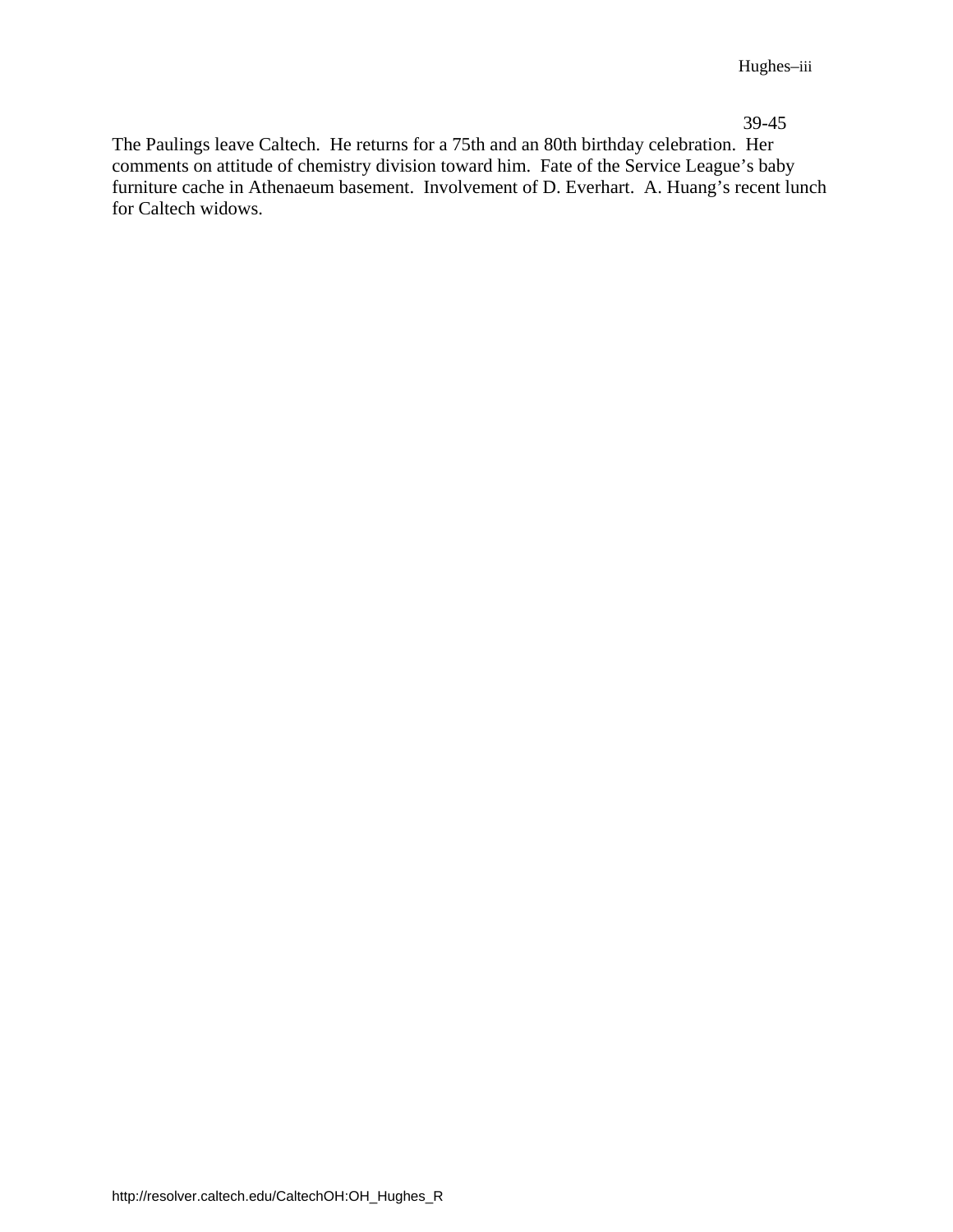39-45

The Paulings leave Caltech. He returns for a 75th and an 80th birthday celebration. Her comments on attitude of chemistry division toward him. Fate of the Service League's baby furniture cache in Athenaeum basement. Involvement of D. Everhart. A. Huang's recent lunch for Caltech widows.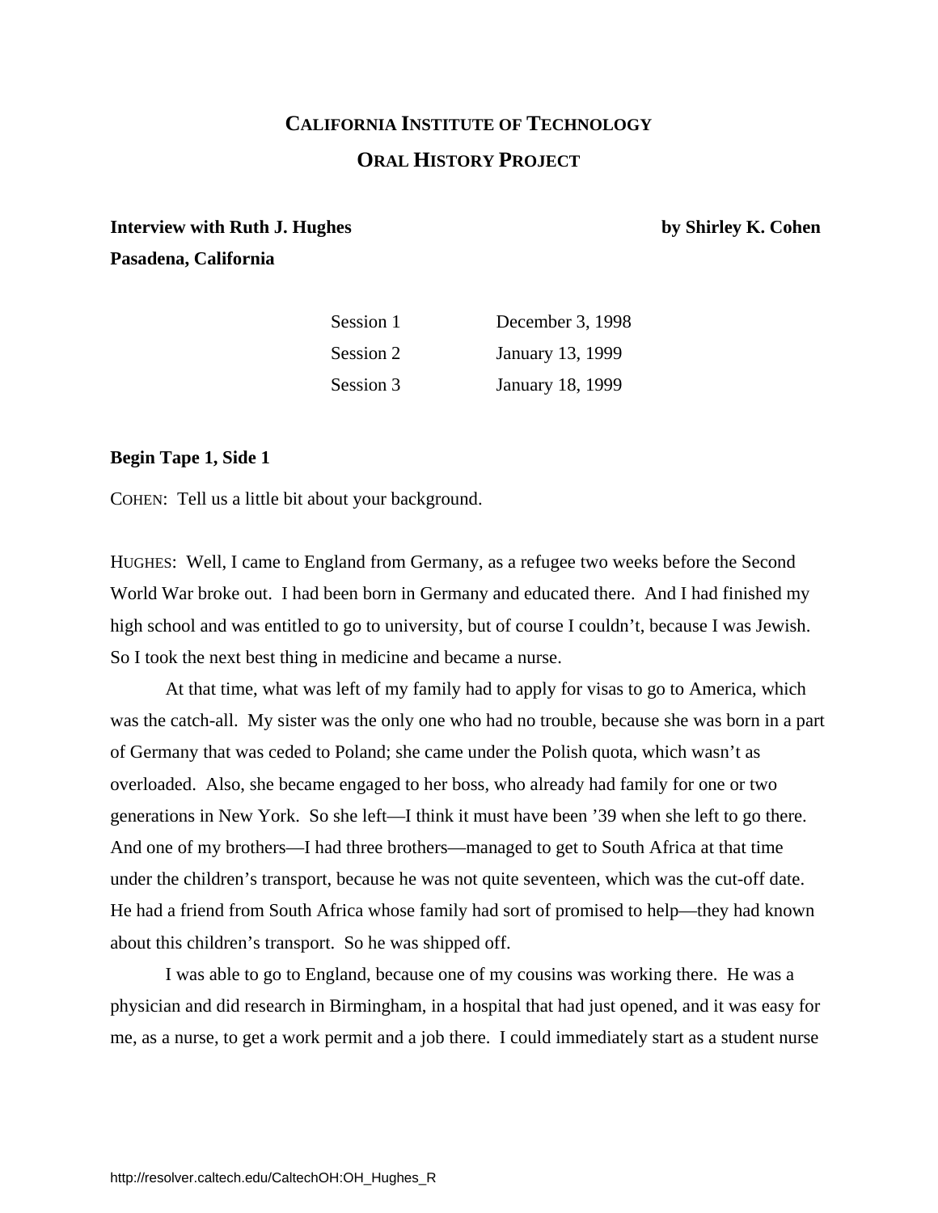## CALIFORNIA INSTITUTE OF TECHNOLOGY

## ORAL HISTORY PROJECT

**Interview with Ruth J. Hughes** **by Shirley K. Cohen**

**Pasadena, California**

| | |
|---|---|
| Session 1 | December 3, 1998 |
| Session 2 | January 13, 1999 |
| Session 3 | January 18, 1999 |

**Begin Tape 1, Side 1**

COHEN: Tell us a little bit about your background.

HUGHES: Well, I came to England from Germany, as a refugee two weeks before the Second World War broke out. I had been born in Germany and educated there. And I had finished my high school and was entitled to go to university, but of course I couldn't, because I was Jewish. So I took the next best thing in medicine and became a nurse.

At that time, what was left of my family had to apply for visas to go to America, which was the catch-all. My sister was the only one who had no trouble, because she was born in a part of Germany that was ceded to Poland; she came under the Polish quota, which wasn't as overloaded. Also, she became engaged to her boss, who already had family for one or two generations in New York. So she left—I think it must have been '39 when she left to go there. And one of my brothers—I had three brothers—managed to get to South Africa at that time under the children's transport, because he was not quite seventeen, which was the cut-off date. He had a friend from South Africa whose family had sort of promised to help—they had known about this children's transport. So he was shipped off.

I was able to go to England, because one of my cousins was working there. He was a physician and did research in Birmingham, in a hospital that had just opened, and it was easy for me, as a nurse, to get a work permit and a job there. I could immediately start as a student nurse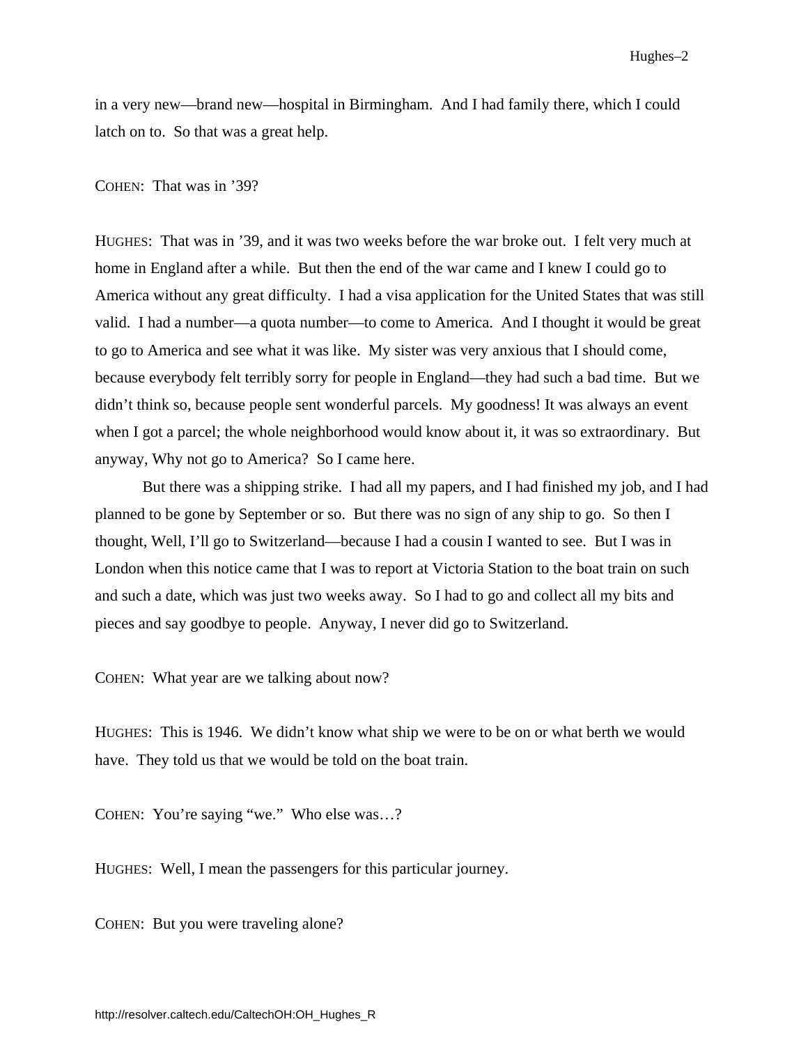in a very new—brand new—hospital in Birmingham. And I had family there, which I could latch on to. So that was a great help.

COHEN: That was in ’39?

HUGHES: That was in ’39, and it was two weeks before the war broke out. I felt very much at home in England after a while. But then the end of the war came and I knew I could go to America without any great difficulty. I had a visa application for the United States that was still valid. I had a number—a quota number—to come to America. And I thought it would be great to go to America and see what it was like. My sister was very anxious that I should come, because everybody felt terribly sorry for people in England—they had such a bad time. But we didn’t think so, because people sent wonderful parcels. My goodness! It was always an event when I got a parcel; the whole neighborhood would know about it, it was so extraordinary. But anyway, Why not go to America? So I came here.

But there was a shipping strike. I had all my papers, and I had finished my job, and I had planned to be gone by September or so. But there was no sign of any ship to go. So then I thought, Well, I’ll go to Switzerland—because I had a cousin I wanted to see. But I was in London when this notice came that I was to report at Victoria Station to the boat train on such and such a date, which was just two weeks away. So I had to go and collect all my bits and pieces and say goodbye to people. Anyway, I never did go to Switzerland.

COHEN: What year are we talking about now?

HUGHES: This is 1946. We didn’t know what ship we were to be on or what berth we would have. They told us that we would be told on the boat train.

COHEN: You’re saying “we.” Who else was…?

HUGHES: Well, I mean the passengers for this particular journey.

COHEN: But you were traveling alone?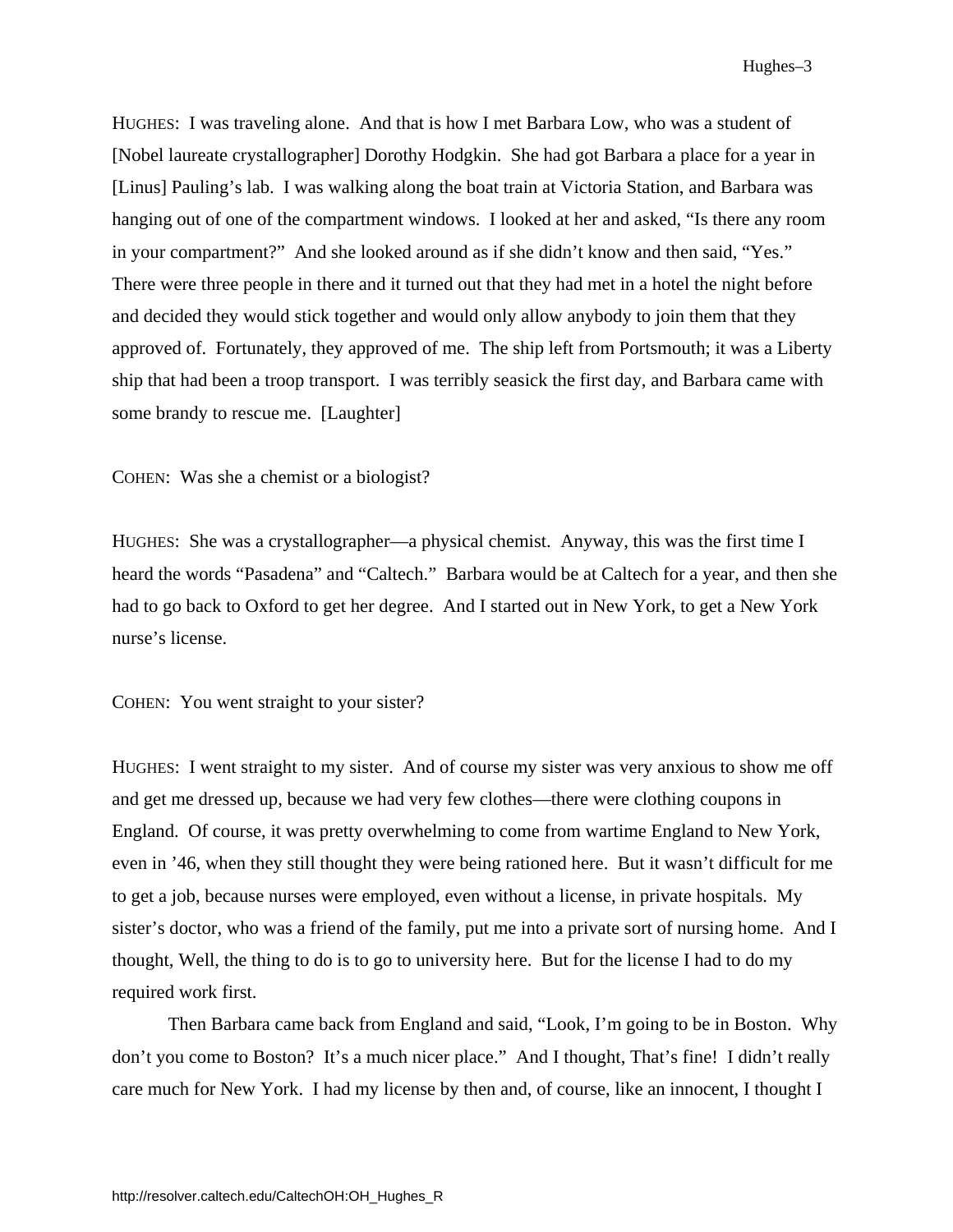HUGHES: I was traveling alone. And that is how I met Barbara Low, who was a student of [Nobel laureate crystallographer] Dorothy Hodgkin. She had got Barbara a place for a year in [Linus] Pauling's lab. I was walking along the boat train at Victoria Station, and Barbara was hanging out of one of the compartment windows. I looked at her and asked, "Is there any room in your compartment?" And she looked around as if she didn't know and then said, "Yes." There were three people in there and it turned out that they had met in a hotel the night before and decided they would stick together and would only allow anybody to join them that they approved of. Fortunately, they approved of me. The ship left from Portsmouth; it was a Liberty ship that had been a troop transport. I was terribly seasick the first day, and Barbara came with some brandy to rescue me. [Laughter]

COHEN: Was she a chemist or a biologist?

HUGHES: She was a crystallographer—a physical chemist. Anyway, this was the first time I heard the words "Pasadena" and "Caltech." Barbara would be at Caltech for a year, and then she had to go back to Oxford to get her degree. And I started out in New York, to get a New York nurse's license.

COHEN: You went straight to your sister?

HUGHES: I went straight to my sister. And of course my sister was very anxious to show me off and get me dressed up, because we had very few clothes—there were clothing coupons in England. Of course, it was pretty overwhelming to come from wartime England to New York, even in '46, when they still thought they were being rationed here. But it wasn't difficult for me to get a job, because nurses were employed, even without a license, in private hospitals. My sister's doctor, who was a friend of the family, put me into a private sort of nursing home. And I thought, Well, the thing to do is to go to university here. But for the license I had to do my required work first.

Then Barbara came back from England and said, "Look, I'm going to be in Boston. Why don't you come to Boston? It's a much nicer place." And I thought, That's fine! I didn't really care much for New York. I had my license by then and, of course, like an innocent, I thought I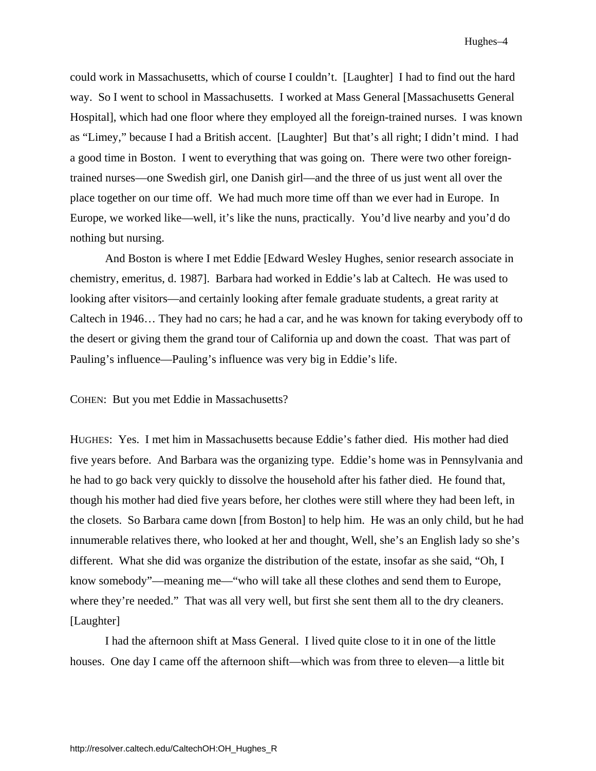could work in Massachusetts, which of course I couldn't. [Laughter] I had to find out the hard way. So I went to school in Massachusetts. I worked at Mass General [Massachusetts General Hospital], which had one floor where they employed all the foreign-trained nurses. I was known as "Limey," because I had a British accent. [Laughter] But that's all right; I didn't mind. I had a good time in Boston. I went to everything that was going on. There were two other foreign-trained nurses—one Swedish girl, one Danish girl—and the three of us just went all over the place together on our time off. We had much more time off than we ever had in Europe. In Europe, we worked like—well, it's like the nuns, practically. You'd live nearby and you'd do nothing but nursing.

And Boston is where I met Eddie [Edward Wesley Hughes, senior research associate in chemistry, emeritus, d. 1987]. Barbara had worked in Eddie's lab at Caltech. He was used to looking after visitors—and certainly looking after female graduate students, a great rarity at Caltech in 1946… They had no cars; he had a car, and he was known for taking everybody off to the desert or giving them the grand tour of California up and down the coast. That was part of Pauling's influence—Pauling's influence was very big in Eddie's life.

COHEN: But you met Eddie in Massachusetts?

HUGHES: Yes. I met him in Massachusetts because Eddie's father died. His mother had died five years before. And Barbara was the organizing type. Eddie's home was in Pennsylvania and he had to go back very quickly to dissolve the household after his father died. He found that, though his mother had died five years before, her clothes were still where they had been left, in the closets. So Barbara came down [from Boston] to help him. He was an only child, but he had innumerable relatives there, who looked at her and thought, Well, she's an English lady so she's different. What she did was organize the distribution of the estate, insofar as she said, "Oh, I know somebody"—meaning me—"who will take all these clothes and send them to Europe, where they're needed." That was all very well, but first she sent them all to the dry cleaners. [Laughter]

I had the afternoon shift at Mass General. I lived quite close to it in one of the little houses. One day I came off the afternoon shift—which was from three to eleven—a little bit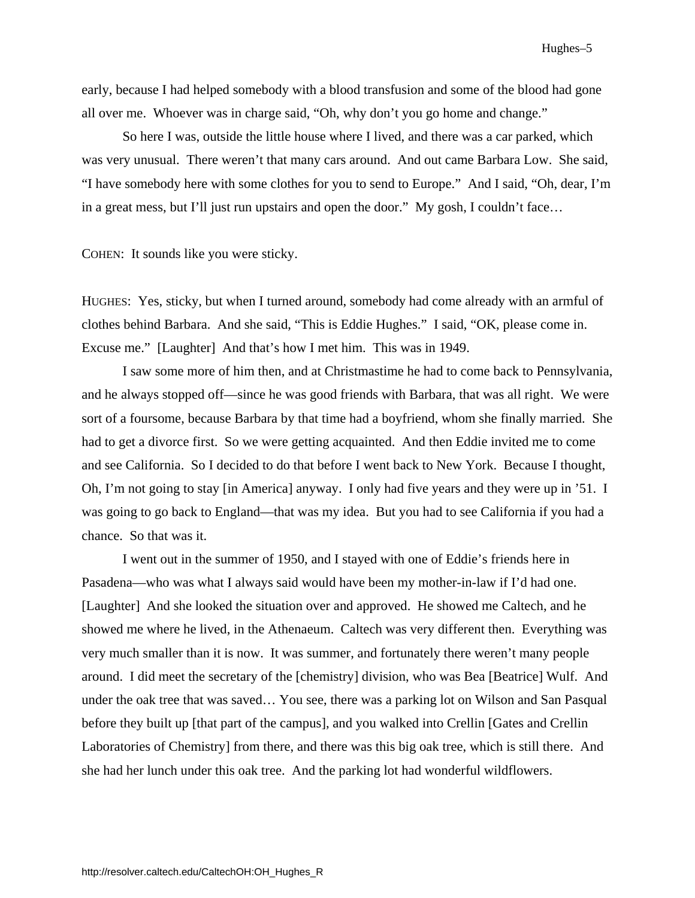early, because I had helped somebody with a blood transfusion and some of the blood had gone all over me. Whoever was in charge said, "Oh, why don't you go home and change."

So here I was, outside the little house where I lived, and there was a car parked, which was very unusual. There weren't that many cars around. And out came Barbara Low. She said, "I have somebody here with some clothes for you to send to Europe." And I said, "Oh, dear, I'm in a great mess, but I'll just run upstairs and open the door." My gosh, I couldn't face…

COHEN: It sounds like you were sticky.

HUGHES: Yes, sticky, but when I turned around, somebody had come already with an armful of clothes behind Barbara. And she said, "This is Eddie Hughes." I said, "OK, please come in. Excuse me." [Laughter] And that's how I met him. This was in 1949.

I saw some more of him then, and at Christmastime he had to come back to Pennsylvania, and he always stopped off—since he was good friends with Barbara, that was all right. We were sort of a foursome, because Barbara by that time had a boyfriend, whom she finally married. She had to get a divorce first. So we were getting acquainted. And then Eddie invited me to come and see California. So I decided to do that before I went back to New York. Because I thought, Oh, I'm not going to stay [in America] anyway. I only had five years and they were up in '51. I was going to go back to England—that was my idea. But you had to see California if you had a chance. So that was it.

I went out in the summer of 1950, and I stayed with one of Eddie's friends here in Pasadena—who was what I always said would have been my mother-in-law if I'd had one. [Laughter] And she looked the situation over and approved. He showed me Caltech, and he showed me where he lived, in the Athenaeum. Caltech was very different then. Everything was very much smaller than it is now. It was summer, and fortunately there weren't many people around. I did meet the secretary of the [chemistry] division, who was Bea [Beatrice] Wulf. And under the oak tree that was saved… You see, there was a parking lot on Wilson and San Pasqual before they built up [that part of the campus], and you walked into Crellin [Gates and Crellin Laboratories of Chemistry] from there, and there was this big oak tree, which is still there. And she had her lunch under this oak tree. And the parking lot had wonderful wildflowers.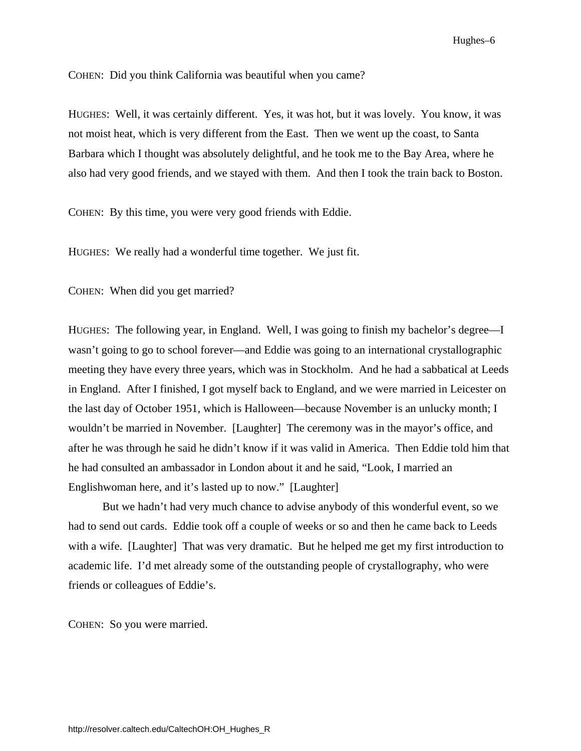COHEN: Did you think California was beautiful when you came?

HUGHES: Well, it was certainly different. Yes, it was hot, but it was lovely. You know, it was not moist heat, which is very different from the East. Then we went up the coast, to Santa Barbara which I thought was absolutely delightful, and he took me to the Bay Area, where he also had very good friends, and we stayed with them. And then I took the train back to Boston.

COHEN: By this time, you were very good friends with Eddie.

HUGHES: We really had a wonderful time together. We just fit.

COHEN: When did you get married?

HUGHES: The following year, in England. Well, I was going to finish my bachelor's degree—I wasn't going to go to school forever—and Eddie was going to an international crystallographic meeting they have every three years, which was in Stockholm. And he had a sabbatical at Leeds in England. After I finished, I got myself back to England, and we were married in Leicester on the last day of October 1951, which is Halloween—because November is an unlucky month; I wouldn't be married in November. [Laughter] The ceremony was in the mayor's office, and after he was through he said he didn't know if it was valid in America. Then Eddie told him that he had consulted an ambassador in London about it and he said, "Look, I married an Englishwoman here, and it's lasted up to now." [Laughter]

But we hadn't had very much chance to advise anybody of this wonderful event, so we had to send out cards. Eddie took off a couple of weeks or so and then he came back to Leeds with a wife. [Laughter] That was very dramatic. But he helped me get my first introduction to academic life. I'd met already some of the outstanding people of crystallography, who were friends or colleagues of Eddie's.

COHEN: So you were married.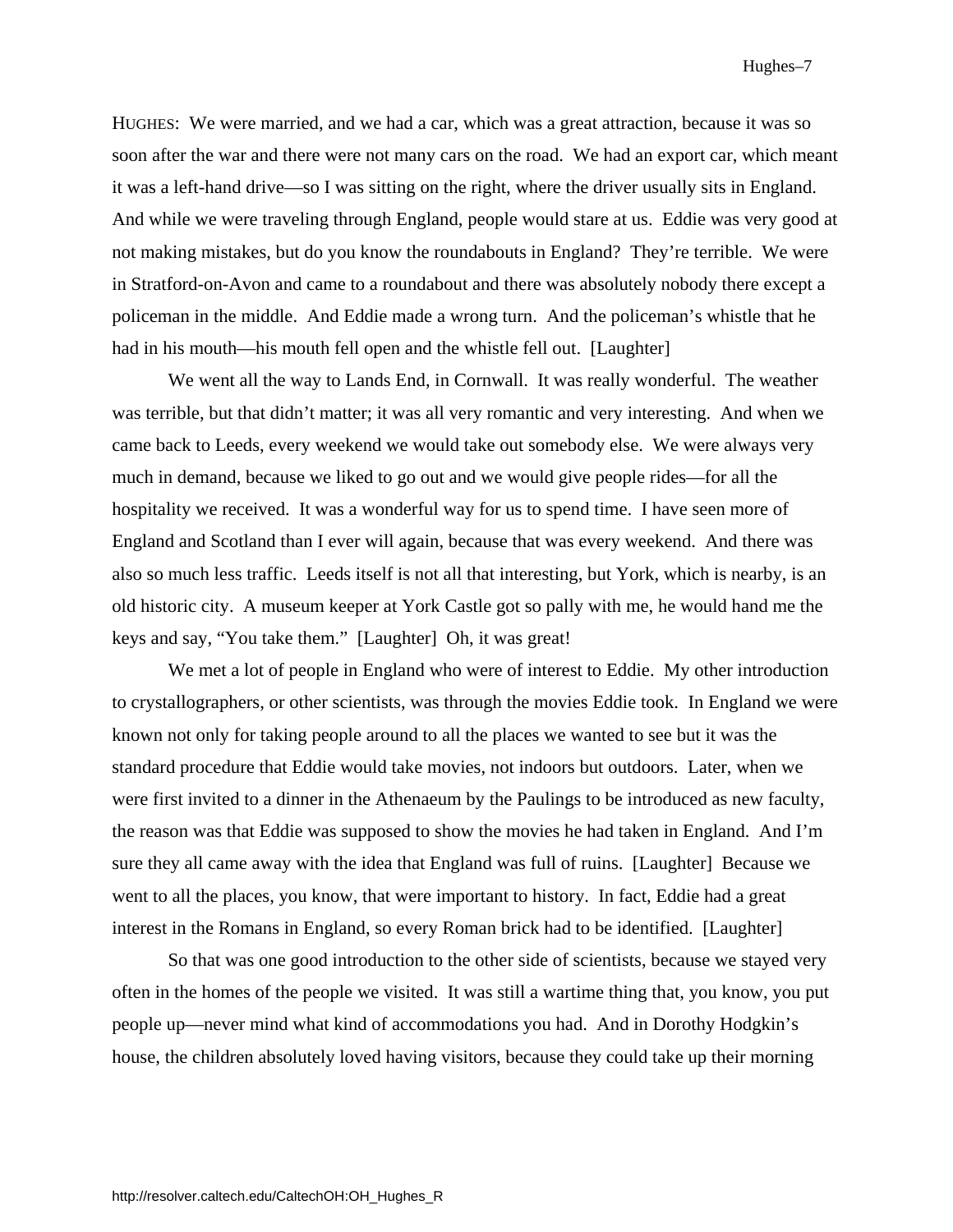HUGHES: We were married, and we had a car, which was a great attraction, because it was so soon after the war and there were not many cars on the road. We had an export car, which meant it was a left-hand drive—so I was sitting on the right, where the driver usually sits in England. And while we were traveling through England, people would stare at us. Eddie was very good at not making mistakes, but do you know the roundabouts in England? They're terrible. We were in Stratford-on-Avon and came to a roundabout and there was absolutely nobody there except a policeman in the middle. And Eddie made a wrong turn. And the policeman's whistle that he had in his mouth—his mouth fell open and the whistle fell out. [Laughter]

We went all the way to Lands End, in Cornwall. It was really wonderful. The weather was terrible, but that didn't matter; it was all very romantic and very interesting. And when we came back to Leeds, every weekend we would take out somebody else. We were always very much in demand, because we liked to go out and we would give people rides—for all the hospitality we received. It was a wonderful way for us to spend time. I have seen more of England and Scotland than I ever will again, because that was every weekend. And there was also so much less traffic. Leeds itself is not all that interesting, but York, which is nearby, is an old historic city. A museum keeper at York Castle got so pally with me, he would hand me the keys and say, "You take them." [Laughter] Oh, it was great!

We met a lot of people in England who were of interest to Eddie. My other introduction to crystallographers, or other scientists, was through the movies Eddie took. In England we were known not only for taking people around to all the places we wanted to see but it was the standard procedure that Eddie would take movies, not indoors but outdoors. Later, when we were first invited to a dinner in the Athenaeum by the Paulings to be introduced as new faculty, the reason was that Eddie was supposed to show the movies he had taken in England. And I'm sure they all came away with the idea that England was full of ruins. [Laughter] Because we went to all the places, you know, that were important to history. In fact, Eddie had a great interest in the Romans in England, so every Roman brick had to be identified. [Laughter]

So that was one good introduction to the other side of scientists, because we stayed very often in the homes of the people we visited. It was still a wartime thing that, you know, you put people up—never mind what kind of accommodations you had. And in Dorothy Hodgkin's house, the children absolutely loved having visitors, because they could take up their morning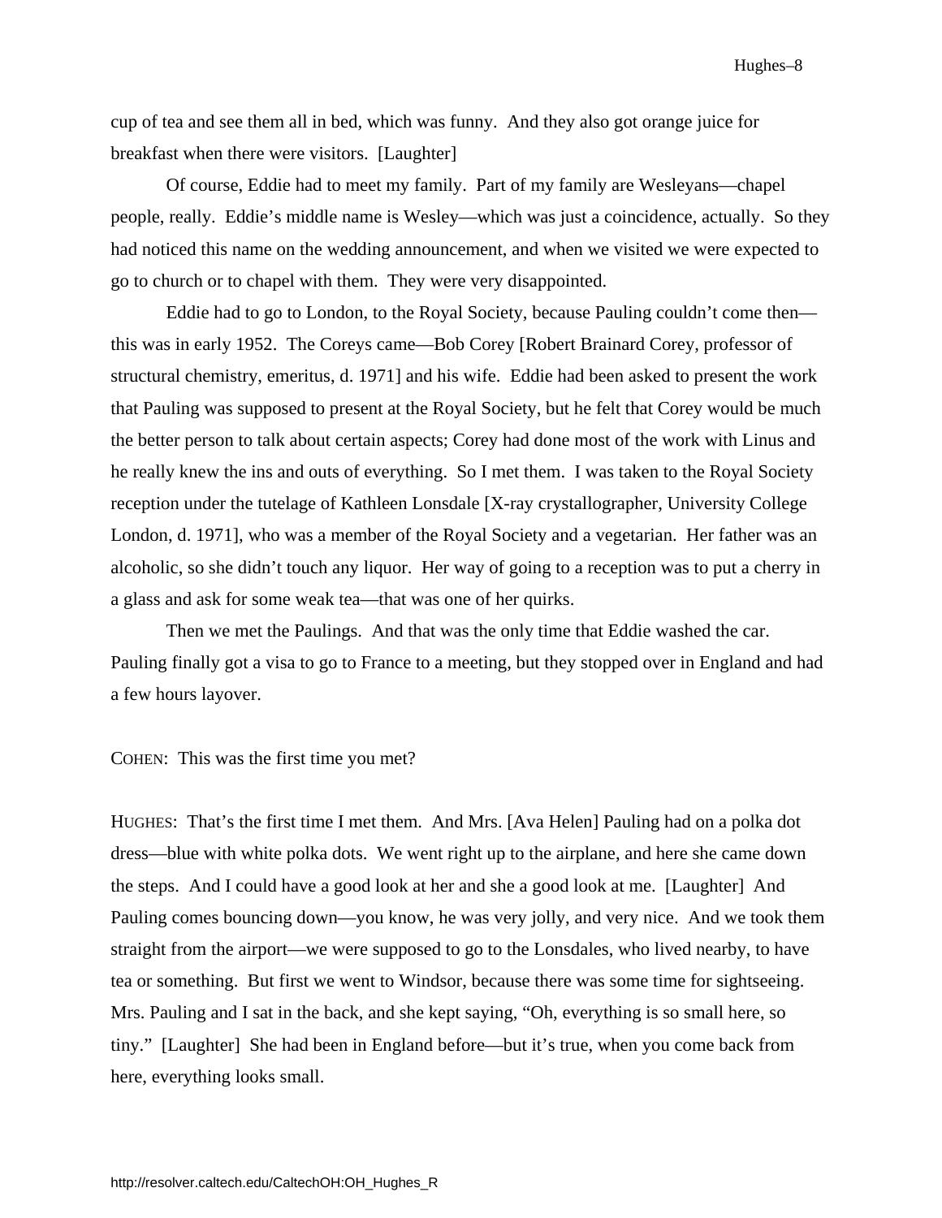cup of tea and see them all in bed, which was funny. And they also got orange juice for breakfast when there were visitors. [Laughter]

Of course, Eddie had to meet my family. Part of my family are Wesleyans—chapel people, really. Eddie's middle name is Wesley—which was just a coincidence, actually. So they had noticed this name on the wedding announcement, and when we visited we were expected to go to church or to chapel with them. They were very disappointed.

Eddie had to go to London, to the Royal Society, because Pauling couldn't come then—this was in early 1952. The Coreys came—Bob Corey [Robert Brainard Corey, professor of structural chemistry, emeritus, d. 1971] and his wife. Eddie had been asked to present the work that Pauling was supposed to present at the Royal Society, but he felt that Corey would be much the better person to talk about certain aspects; Corey had done most of the work with Linus and he really knew the ins and outs of everything. So I met them. I was taken to the Royal Society reception under the tutelage of Kathleen Lonsdale [X-ray crystallographer, University College London, d. 1971], who was a member of the Royal Society and a vegetarian. Her father was an alcoholic, so she didn't touch any liquor. Her way of going to a reception was to put a cherry in a glass and ask for some weak tea—that was one of her quirks.

Then we met the Paulings. And that was the only time that Eddie washed the car. Pauling finally got a visa to go to France to a meeting, but they stopped over in England and had a few hours layover.

COHEN: This was the first time you met?

HUGHES: That's the first time I met them. And Mrs. [Ava Helen] Pauling had on a polka dot dress—blue with white polka dots. We went right up to the airplane, and here she came down the steps. And I could have a good look at her and she a good look at me. [Laughter] And Pauling comes bouncing down—you know, he was very jolly, and very nice. And we took them straight from the airport—we were supposed to go to the Lonsdales, who lived nearby, to have tea or something. But first we went to Windsor, because there was some time for sightseeing. Mrs. Pauling and I sat in the back, and she kept saying, "Oh, everything is so small here, so tiny." [Laughter] She had been in England before—but it's true, when you come back from here, everything looks small.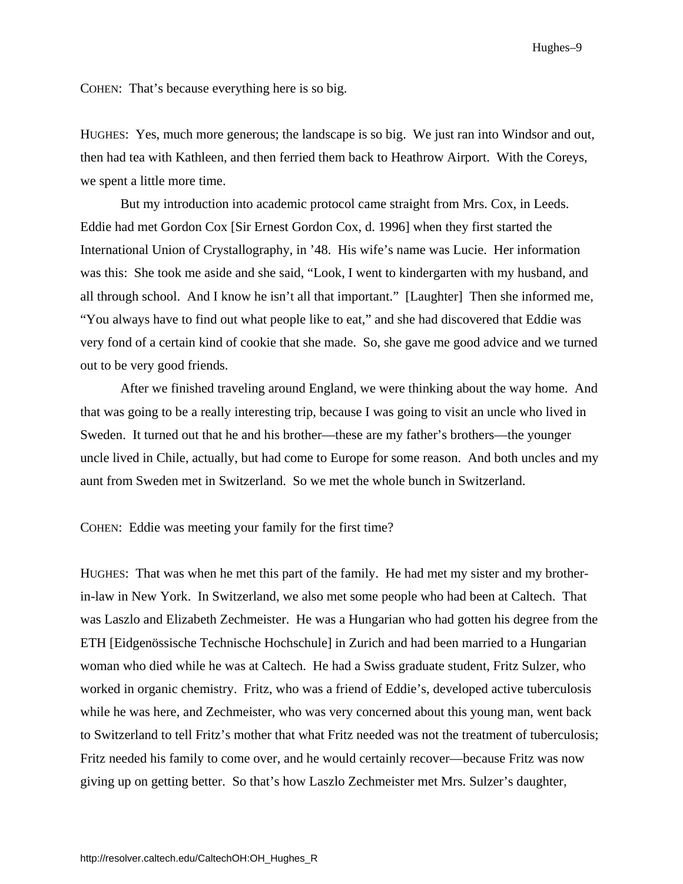COHEN: That's because everything here is so big.

HUGHES: Yes, much more generous; the landscape is so big. We just ran into Windsor and out, then had tea with Kathleen, and then ferried them back to Heathrow Airport. With the Coreys, we spent a little more time.

But my introduction into academic protocol came straight from Mrs. Cox, in Leeds. Eddie had met Gordon Cox [Sir Ernest Gordon Cox, d. 1996] when they first started the International Union of Crystallography, in '48. His wife's name was Lucie. Her information was this: She took me aside and she said, "Look, I went to kindergarten with my husband, and all through school. And I know he isn't all that important." [Laughter] Then she informed me, "You always have to find out what people like to eat," and she had discovered that Eddie was very fond of a certain kind of cookie that she made. So, she gave me good advice and we turned out to be very good friends.

After we finished traveling around England, we were thinking about the way home. And that was going to be a really interesting trip, because I was going to visit an uncle who lived in Sweden. It turned out that he and his brother—these are my father's brothers—the younger uncle lived in Chile, actually, but had come to Europe for some reason. And both uncles and my aunt from Sweden met in Switzerland. So we met the whole bunch in Switzerland.

COHEN: Eddie was meeting your family for the first time?

HUGHES: That was when he met this part of the family. He had met my sister and my brother-in-law in New York. In Switzerland, we also met some people who had been at Caltech. That was Laszlo and Elizabeth Zechmeister. He was a Hungarian who had gotten his degree from the ETH [Eidgenössische Technische Hochschule] in Zurich and had been married to a Hungarian woman who died while he was at Caltech. He had a Swiss graduate student, Fritz Sulzer, who worked in organic chemistry. Fritz, who was a friend of Eddie's, developed active tuberculosis while he was here, and Zechmeister, who was very concerned about this young man, went back to Switzerland to tell Fritz's mother that what Fritz needed was not the treatment of tuberculosis; Fritz needed his family to come over, and he would certainly recover—because Fritz was now giving up on getting better. So that's how Laszlo Zechmeister met Mrs. Sulzer's daughter,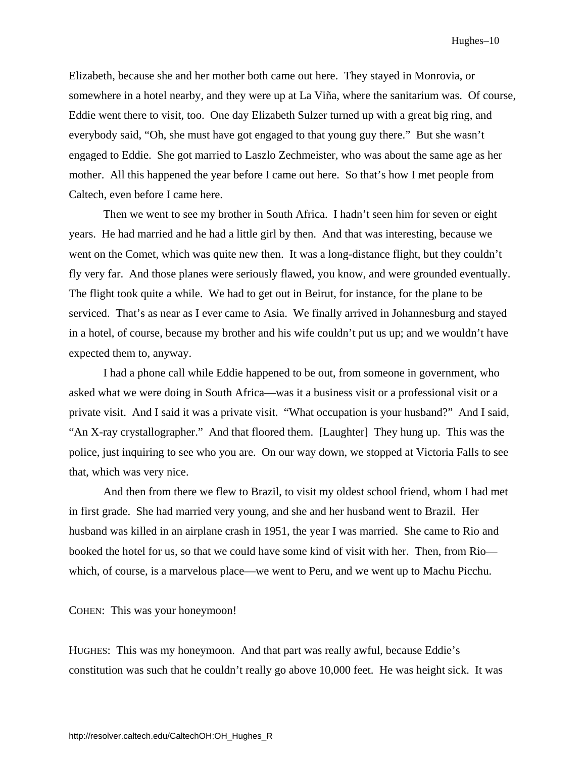Elizabeth, because she and her mother both came out here. They stayed in Monrovia, or somewhere in a hotel nearby, and they were up at La Viña, where the sanitarium was. Of course, Eddie went there to visit, too. One day Elizabeth Sulzer turned up with a great big ring, and everybody said, "Oh, she must have got engaged to that young guy there." But she wasn't engaged to Eddie. She got married to Laszlo Zechmeister, who was about the same age as her mother. All this happened the year before I came out here. So that's how I met people from Caltech, even before I came here.

Then we went to see my brother in South Africa. I hadn't seen him for seven or eight years. He had married and he had a little girl by then. And that was interesting, because we went on the Comet, which was quite new then. It was a long-distance flight, but they couldn't fly very far. And those planes were seriously flawed, you know, and were grounded eventually. The flight took quite a while. We had to get out in Beirut, for instance, for the plane to be serviced. That's as near as I ever came to Asia. We finally arrived in Johannesburg and stayed in a hotel, of course, because my brother and his wife couldn't put us up; and we wouldn't have expected them to, anyway.

I had a phone call while Eddie happened to be out, from someone in government, who asked what we were doing in South Africa—was it a business visit or a professional visit or a private visit. And I said it was a private visit. "What occupation is your husband?" And I said, "An X-ray crystallographer." And that floored them. [Laughter] They hung up. This was the police, just inquiring to see who you are. On our way down, we stopped at Victoria Falls to see that, which was very nice.

And then from there we flew to Brazil, to visit my oldest school friend, whom I had met in first grade. She had married very young, and she and her husband went to Brazil. Her husband was killed in an airplane crash in 1951, the year I was married. She came to Rio and booked the hotel for us, so that we could have some kind of visit with her. Then, from Rio—which, of course, is a marvelous place—we went to Peru, and we went up to Machu Picchu.

COHEN: This was your honeymoon!

HUGHES: This was my honeymoon. And that part was really awful, because Eddie's constitution was such that he couldn't really go above 10,000 feet. He was height sick. It was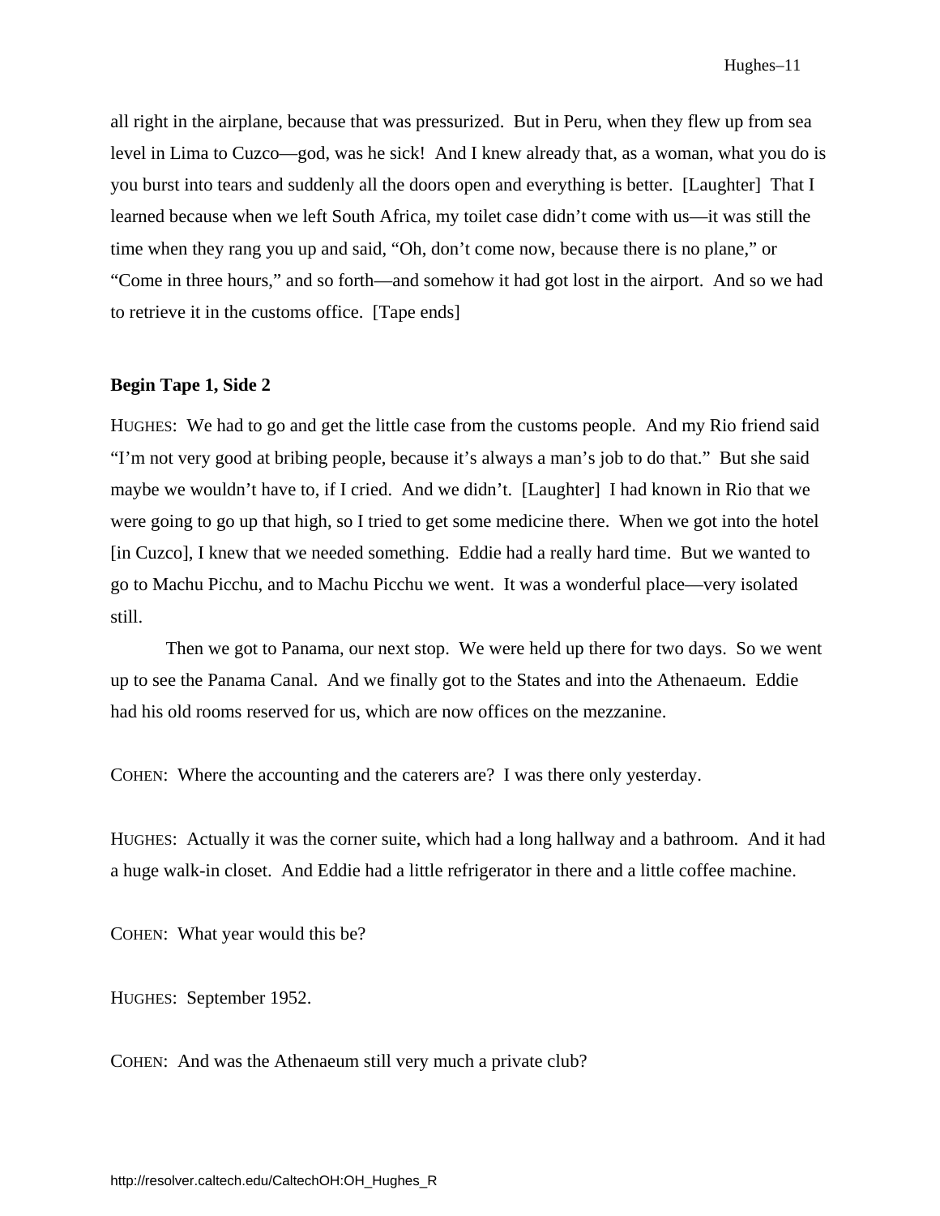all right in the airplane, because that was pressurized. But in Peru, when they flew up from sea level in Lima to Cuzco—god, was he sick! And I knew already that, as a woman, what you do is you burst into tears and suddenly all the doors open and everything is better. [Laughter] That I learned because when we left South Africa, my toilet case didn't come with us—it was still the time when they rang you up and said, "Oh, don't come now, because there is no plane," or "Come in three hours," and so forth—and somehow it had got lost in the airport. And so we had to retrieve it in the customs office. [Tape ends]

**Begin Tape 1, Side 2**

HUGHES: We had to go and get the little case from the customs people. And my Rio friend said "I'm not very good at bribing people, because it's always a man's job to do that." But she said maybe we wouldn't have to, if I cried. And we didn't. [Laughter] I had known in Rio that we were going to go up that high, so I tried to get some medicine there. When we got into the hotel [in Cuzco], I knew that we needed something. Eddie had a really hard time. But we wanted to go to Machu Picchu, and to Machu Picchu we went. It was a wonderful place—very isolated still.

Then we got to Panama, our next stop. We were held up there for two days. So we went up to see the Panama Canal. And we finally got to the States and into the Athenaeum. Eddie had his old rooms reserved for us, which are now offices on the mezzanine.

COHEN: Where the accounting and the caterers are? I was there only yesterday.

HUGHES: Actually it was the corner suite, which had a long hallway and a bathroom. And it had a huge walk-in closet. And Eddie had a little refrigerator in there and a little coffee machine.

COHEN: What year would this be?

HUGHES: September 1952.

COHEN: And was the Athenaeum still very much a private club?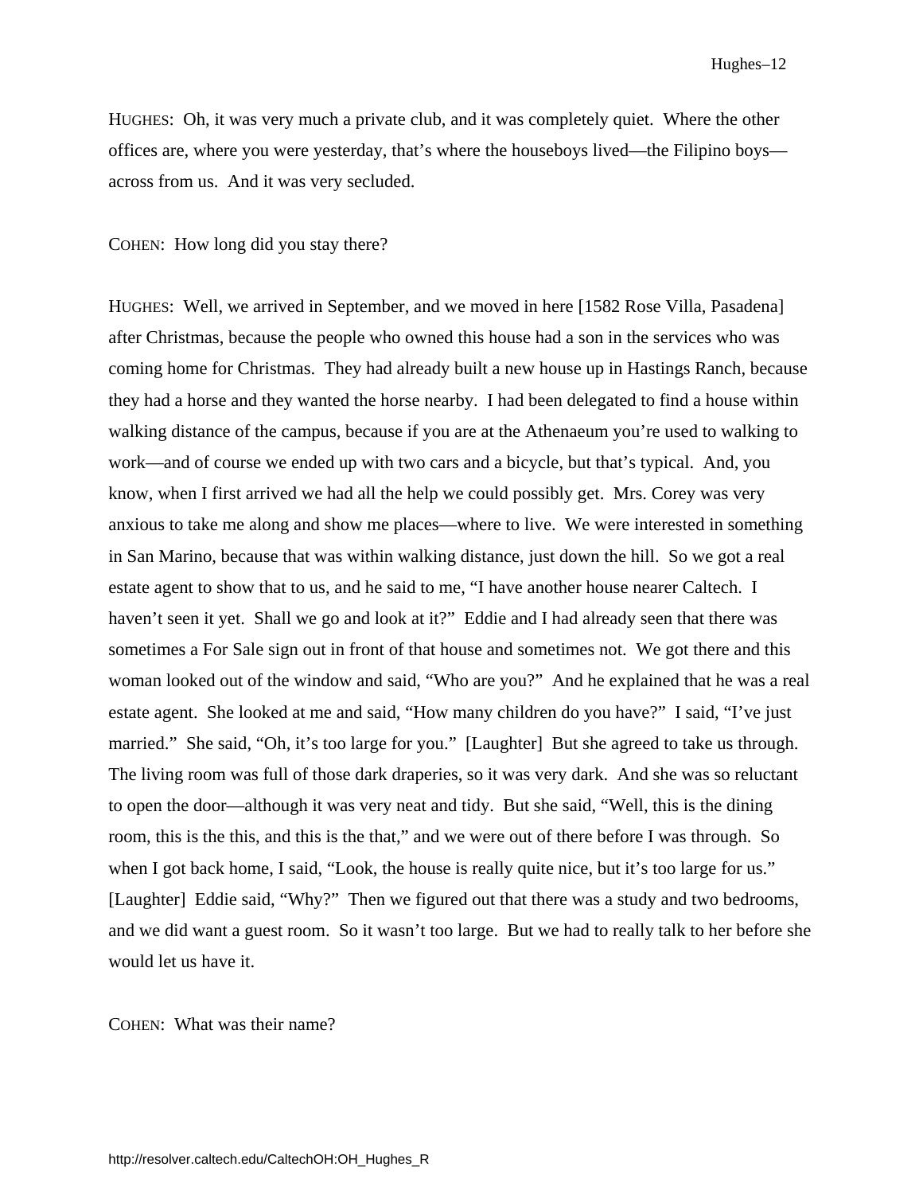HUGHES: Oh, it was very much a private club, and it was completely quiet. Where the other offices are, where you were yesterday, that's where the houseboys lived—the Filipino boys—across from us. And it was very secluded.

COHEN: How long did you stay there?

HUGHES: Well, we arrived in September, and we moved in here [1582 Rose Villa, Pasadena] after Christmas, because the people who owned this house had a son in the services who was coming home for Christmas. They had already built a new house up in Hastings Ranch, because they had a horse and they wanted the horse nearby. I had been delegated to find a house within walking distance of the campus, because if you are at the Athenaeum you're used to walking to work—and of course we ended up with two cars and a bicycle, but that's typical. And, you know, when I first arrived we had all the help we could possibly get. Mrs. Corey was very anxious to take me along and show me places—where to live. We were interested in something in San Marino, because that was within walking distance, just down the hill. So we got a real estate agent to show that to us, and he said to me, "I have another house nearer Caltech. I haven't seen it yet. Shall we go and look at it?" Eddie and I had already seen that there was sometimes a For Sale sign out in front of that house and sometimes not. We got there and this woman looked out of the window and said, "Who are you?" And he explained that he was a real estate agent. She looked at me and said, "How many children do you have?" I said, "I've just married." She said, "Oh, it's too large for you." [Laughter] But she agreed to take us through. The living room was full of those dark draperies, so it was very dark. And she was so reluctant to open the door—although it was very neat and tidy. But she said, "Well, this is the dining room, this is the this, and this is the that," and we were out of there before I was through. So when I got back home, I said, "Look, the house is really quite nice, but it's too large for us." [Laughter] Eddie said, "Why?" Then we figured out that there was a study and two bedrooms, and we did want a guest room. So it wasn't too large. But we had to really talk to her before she would let us have it.

COHEN: What was their name?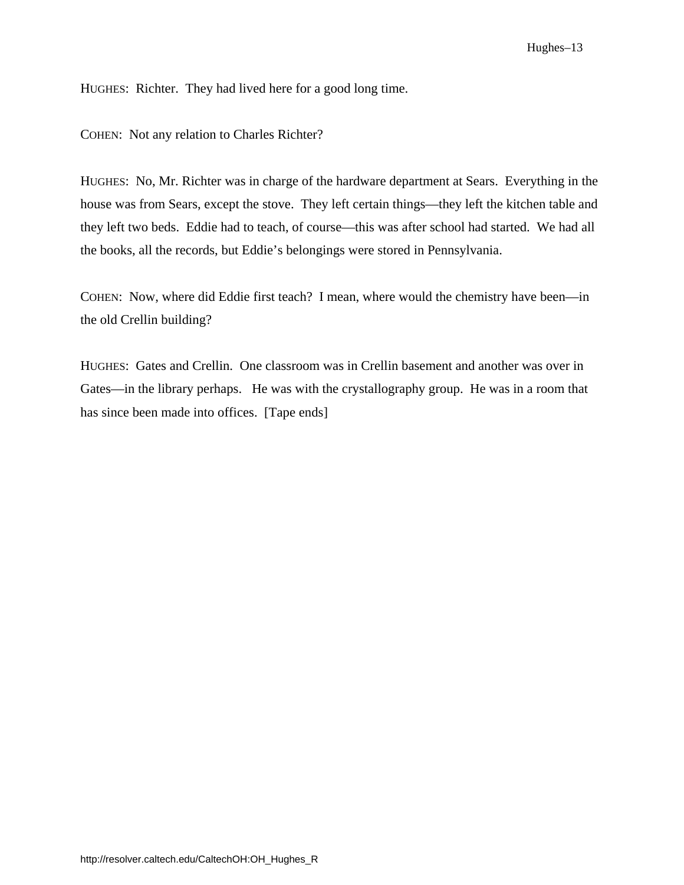HUGHES: Richter. They had lived here for a good long time.

COHEN: Not any relation to Charles Richter?

HUGHES: No, Mr. Richter was in charge of the hardware department at Sears. Everything in the house was from Sears, except the stove. They left certain things—they left the kitchen table and they left two beds. Eddie had to teach, of course—this was after school had started. We had all the books, all the records, but Eddie's belongings were stored in Pennsylvania.

COHEN: Now, where did Eddie first teach? I mean, where would the chemistry have been—in the old Crellin building?

HUGHES: Gates and Crellin. One classroom was in Crellin basement and another was over in Gates—in the library perhaps. He was with the crystallography group. He was in a room that has since been made into offices. [Tape ends]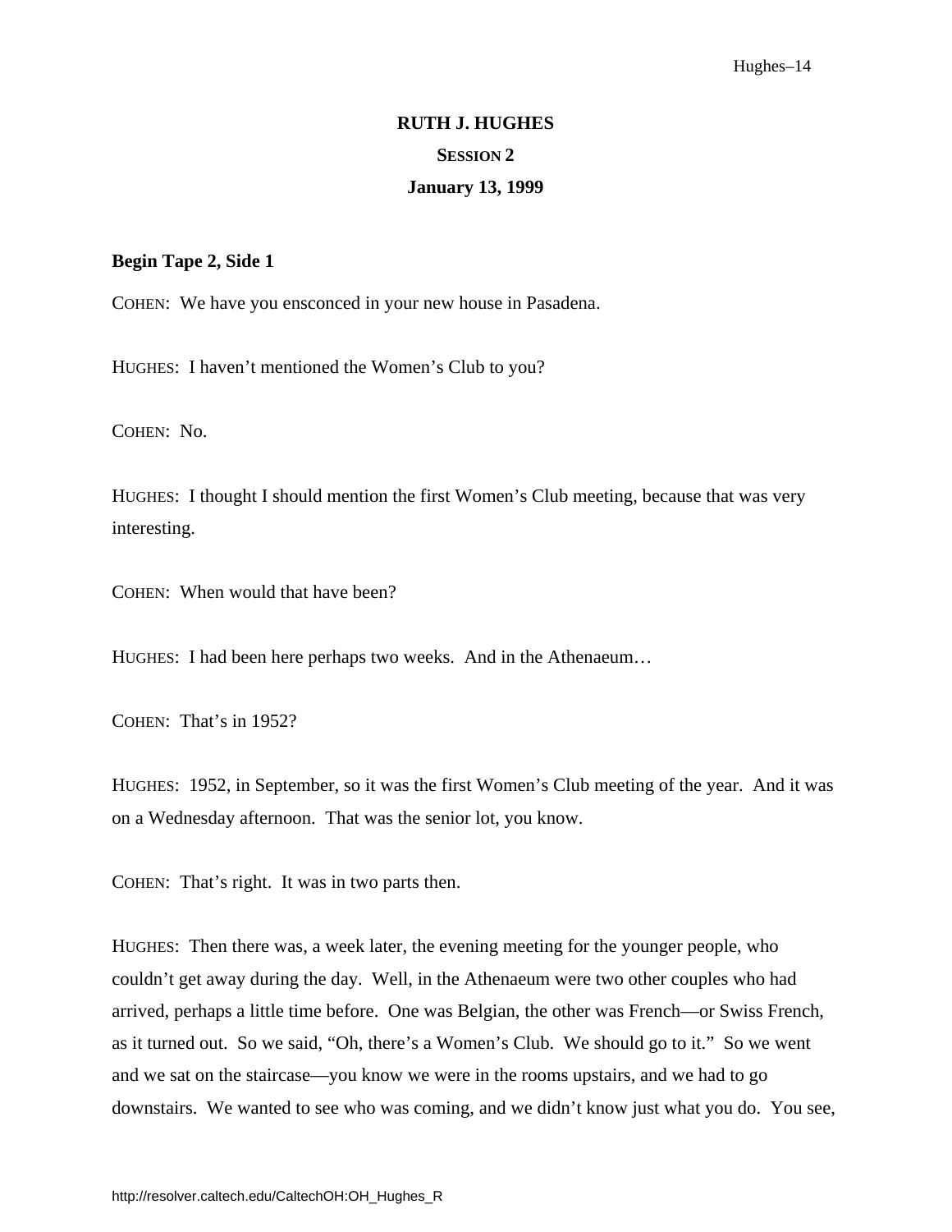**RUTH J. HUGHES**

**SESSION 2**

**January 13, 1999**

**Begin Tape 2, Side 1**

COHEN: We have you ensconced in your new house in Pasadena.

HUGHES: I haven't mentioned the Women's Club to you?

COHEN: No.

HUGHES: I thought I should mention the first Women's Club meeting, because that was very interesting.

COHEN: When would that have been?

HUGHES: I had been here perhaps two weeks. And in the Athenaeum…

COHEN: That's in 1952?

HUGHES: 1952, in September, so it was the first Women's Club meeting of the year. And it was on a Wednesday afternoon. That was the senior lot, you know.

COHEN: That's right. It was in two parts then.

HUGHES: Then there was, a week later, the evening meeting for the younger people, who couldn't get away during the day. Well, in the Athenaeum were two other couples who had arrived, perhaps a little time before. One was Belgian, the other was French—or Swiss French, as it turned out. So we said, "Oh, there's a Women's Club. We should go to it." So we went and we sat on the staircase—you know we were in the rooms upstairs, and we had to go downstairs. We wanted to see who was coming, and we didn't know just what you do. You see,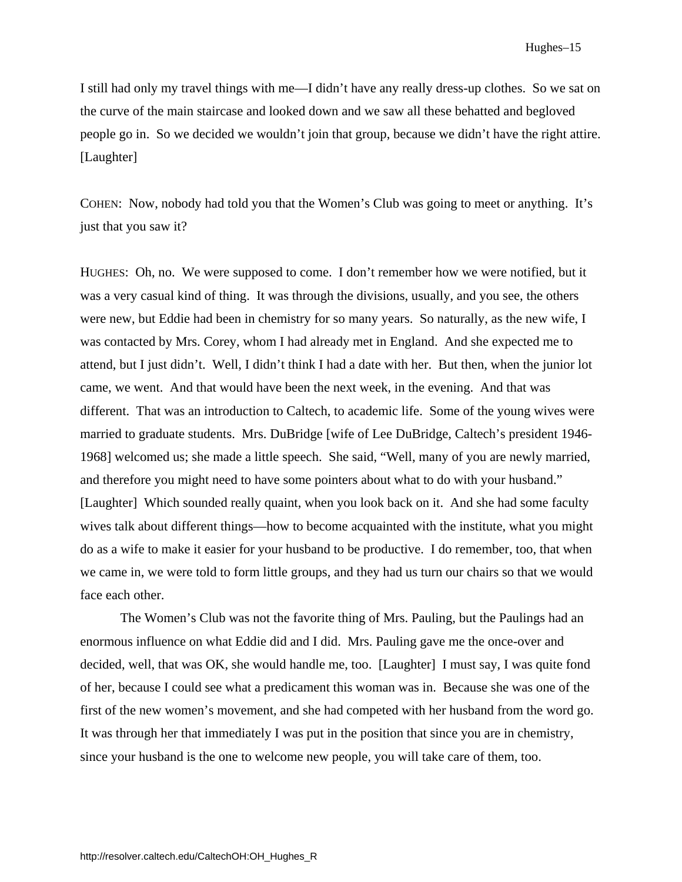I still had only my travel things with me—I didn't have any really dress-up clothes. So we sat on the curve of the main staircase and looked down and we saw all these behatted and begloved people go in. So we decided we wouldn't join that group, because we didn't have the right attire. [Laughter]

COHEN: Now, nobody had told you that the Women's Club was going to meet or anything. It's just that you saw it?

HUGHES: Oh, no. We were supposed to come. I don't remember how we were notified, but it was a very casual kind of thing. It was through the divisions, usually, and you see, the others were new, but Eddie had been in chemistry for so many years. So naturally, as the new wife, I was contacted by Mrs. Corey, whom I had already met in England. And she expected me to attend, but I just didn't. Well, I didn't think I had a date with her. But then, when the junior lot came, we went. And that would have been the next week, in the evening. And that was different. That was an introduction to Caltech, to academic life. Some of the young wives were married to graduate students. Mrs. DuBridge [wife of Lee DuBridge, Caltech's president 1946-1968] welcomed us; she made a little speech. She said, "Well, many of you are newly married, and therefore you might need to have some pointers about what to do with your husband." [Laughter] Which sounded really quaint, when you look back on it. And she had some faculty wives talk about different things—how to become acquainted with the institute, what you might do as a wife to make it easier for your husband to be productive. I do remember, too, that when we came in, we were told to form little groups, and they had us turn our chairs so that we would face each other.

The Women's Club was not the favorite thing of Mrs. Pauling, but the Paulings had an enormous influence on what Eddie did and I did. Mrs. Pauling gave me the once-over and decided, well, that was OK, she would handle me, too. [Laughter] I must say, I was quite fond of her, because I could see what a predicament this woman was in. Because she was one of the first of the new women's movement, and she had competed with her husband from the word go. It was through her that immediately I was put in the position that since you are in chemistry, since your husband is the one to welcome new people, you will take care of them, too.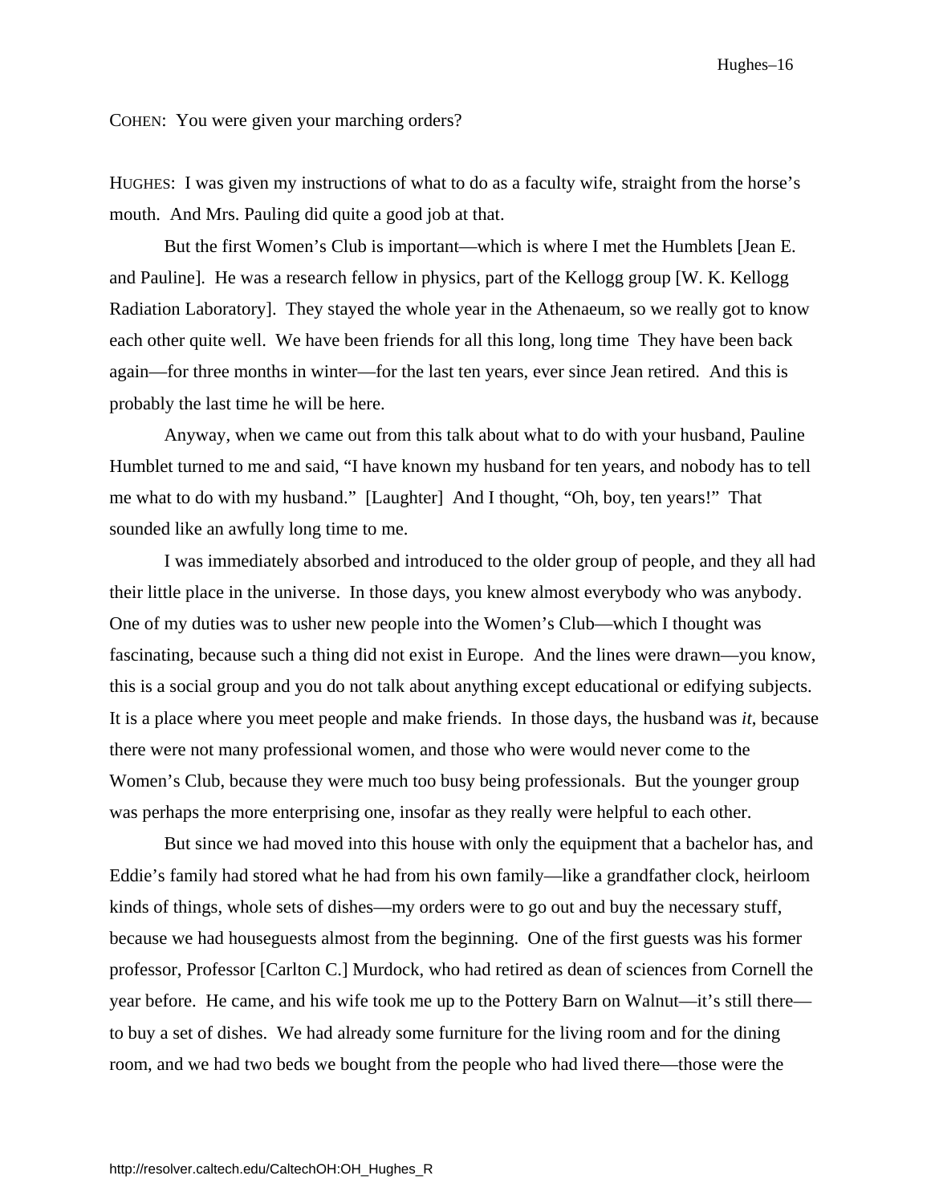COHEN: You were given your marching orders?

HUGHES: I was given my instructions of what to do as a faculty wife, straight from the horse's mouth. And Mrs. Pauling did quite a good job at that.

But the first Women's Club is important—which is where I met the Humblets [Jean E. and Pauline]. He was a research fellow in physics, part of the Kellogg group [W. K. Kellogg Radiation Laboratory]. They stayed the whole year in the Athenaeum, so we really got to know each other quite well. We have been friends for all this long, long time They have been back again—for three months in winter—for the last ten years, ever since Jean retired. And this is probably the last time he will be here.

Anyway, when we came out from this talk about what to do with your husband, Pauline Humblet turned to me and said, "I have known my husband for ten years, and nobody has to tell me what to do with my husband." [Laughter] And I thought, "Oh, boy, ten years!" That sounded like an awfully long time to me.

I was immediately absorbed and introduced to the older group of people, and they all had their little place in the universe. In those days, you knew almost everybody who was anybody. One of my duties was to usher new people into the Women's Club—which I thought was fascinating, because such a thing did not exist in Europe. And the lines were drawn—you know, this is a social group and you do not talk about anything except educational or edifying subjects. It is a place where you meet people and make friends. In those days, the husband was *it*, because there were not many professional women, and those who were would never come to the Women's Club, because they were much too busy being professionals. But the younger group was perhaps the more enterprising one, insofar as they really were helpful to each other.

But since we had moved into this house with only the equipment that a bachelor has, and Eddie's family had stored what he had from his own family—like a grandfather clock, heirloom kinds of things, whole sets of dishes—my orders were to go out and buy the necessary stuff, because we had houseguests almost from the beginning. One of the first guests was his former professor, Professor [Carlton C.] Murdock, who had retired as dean of sciences from Cornell the year before. He came, and his wife took me up to the Pottery Barn on Walnut—it's still there—to buy a set of dishes. We had already some furniture for the living room and for the dining room, and we had two beds we bought from the people who had lived there—those were the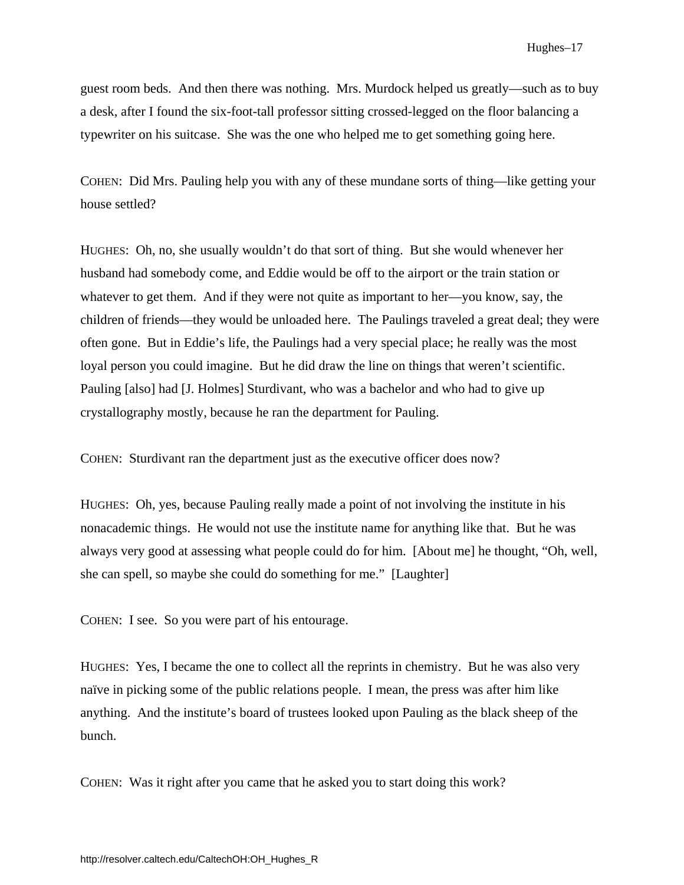guest room beds. And then there was nothing. Mrs. Murdock helped us greatly—such as to buy a desk, after I found the six-foot-tall professor sitting crossed-legged on the floor balancing a typewriter on his suitcase. She was the one who helped me to get something going here.

COHEN: Did Mrs. Pauling help you with any of these mundane sorts of thing—like getting your house settled?

HUGHES: Oh, no, she usually wouldn't do that sort of thing. But she would whenever her husband had somebody come, and Eddie would be off to the airport or the train station or whatever to get them. And if they were not quite as important to her—you know, say, the children of friends—they would be unloaded here. The Paulings traveled a great deal; they were often gone. But in Eddie's life, the Paulings had a very special place; he really was the most loyal person you could imagine. But he did draw the line on things that weren't scientific. Pauling [also] had [J. Holmes] Sturdivant, who was a bachelor and who had to give up crystallography mostly, because he ran the department for Pauling.

COHEN: Sturdivant ran the department just as the executive officer does now?

HUGHES: Oh, yes, because Pauling really made a point of not involving the institute in his nonacademic things. He would not use the institute name for anything like that. But he was always very good at assessing what people could do for him. [About me] he thought, "Oh, well, she can spell, so maybe she could do something for me." [Laughter]

COHEN: I see. So you were part of his entourage.

HUGHES: Yes, I became the one to collect all the reprints in chemistry. But he was also very naïve in picking some of the public relations people. I mean, the press was after him like anything. And the institute's board of trustees looked upon Pauling as the black sheep of the bunch.

COHEN: Was it right after you came that he asked you to start doing this work?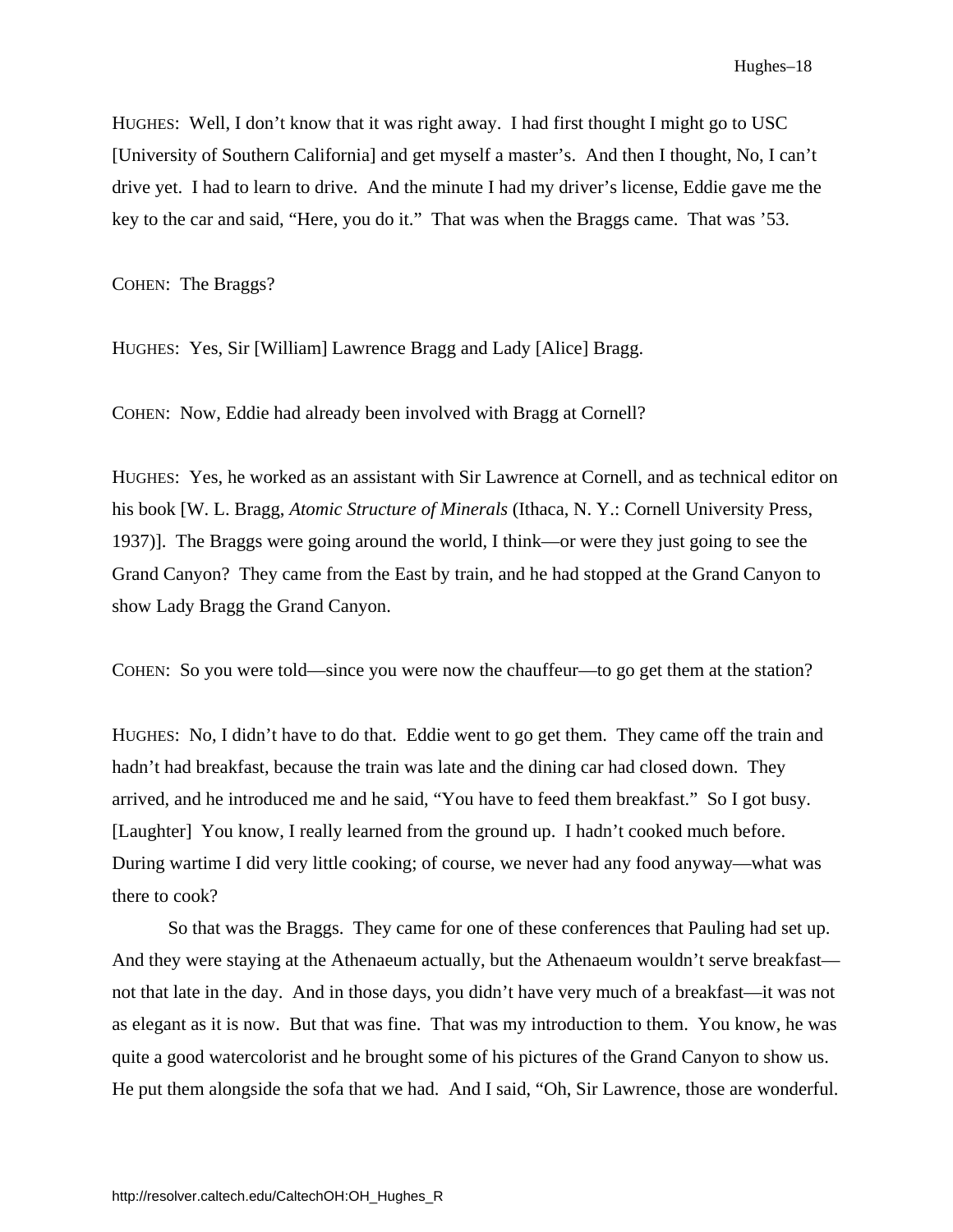HUGHES: Well, I don't know that it was right away. I had first thought I might go to USC [University of Southern California] and get myself a master's. And then I thought, No, I can't drive yet. I had to learn to drive. And the minute I had my driver's license, Eddie gave me the key to the car and said, "Here, you do it." That was when the Braggs came. That was '53.

COHEN: The Braggs?

HUGHES: Yes, Sir [William] Lawrence Bragg and Lady [Alice] Bragg.

COHEN: Now, Eddie had already been involved with Bragg at Cornell?

HUGHES: Yes, he worked as an assistant with Sir Lawrence at Cornell, and as technical editor on his book [W. L. Bragg, *Atomic Structure of Minerals* (Ithaca, N. Y.: Cornell University Press, 1937)]. The Braggs were going around the world, I think—or were they just going to see the Grand Canyon? They came from the East by train, and he had stopped at the Grand Canyon to show Lady Bragg the Grand Canyon.

COHEN: So you were told—since you were now the chauffeur—to go get them at the station?

HUGHES: No, I didn't have to do that. Eddie went to go get them. They came off the train and hadn't had breakfast, because the train was late and the dining car had closed down. They arrived, and he introduced me and he said, "You have to feed them breakfast." So I got busy. [Laughter] You know, I really learned from the ground up. I hadn't cooked much before. During wartime I did very little cooking; of course, we never had any food anyway—what was there to cook?

So that was the Braggs. They came for one of these conferences that Pauling had set up. And they were staying at the Athenaeum actually, but the Athenaeum wouldn't serve breakfast—not that late in the day. And in those days, you didn't have very much of a breakfast—it was not as elegant as it is now. But that was fine. That was my introduction to them. You know, he was quite a good watercolorist and he brought some of his pictures of the Grand Canyon to show us. He put them alongside the sofa that we had. And I said, "Oh, Sir Lawrence, those are wonderful.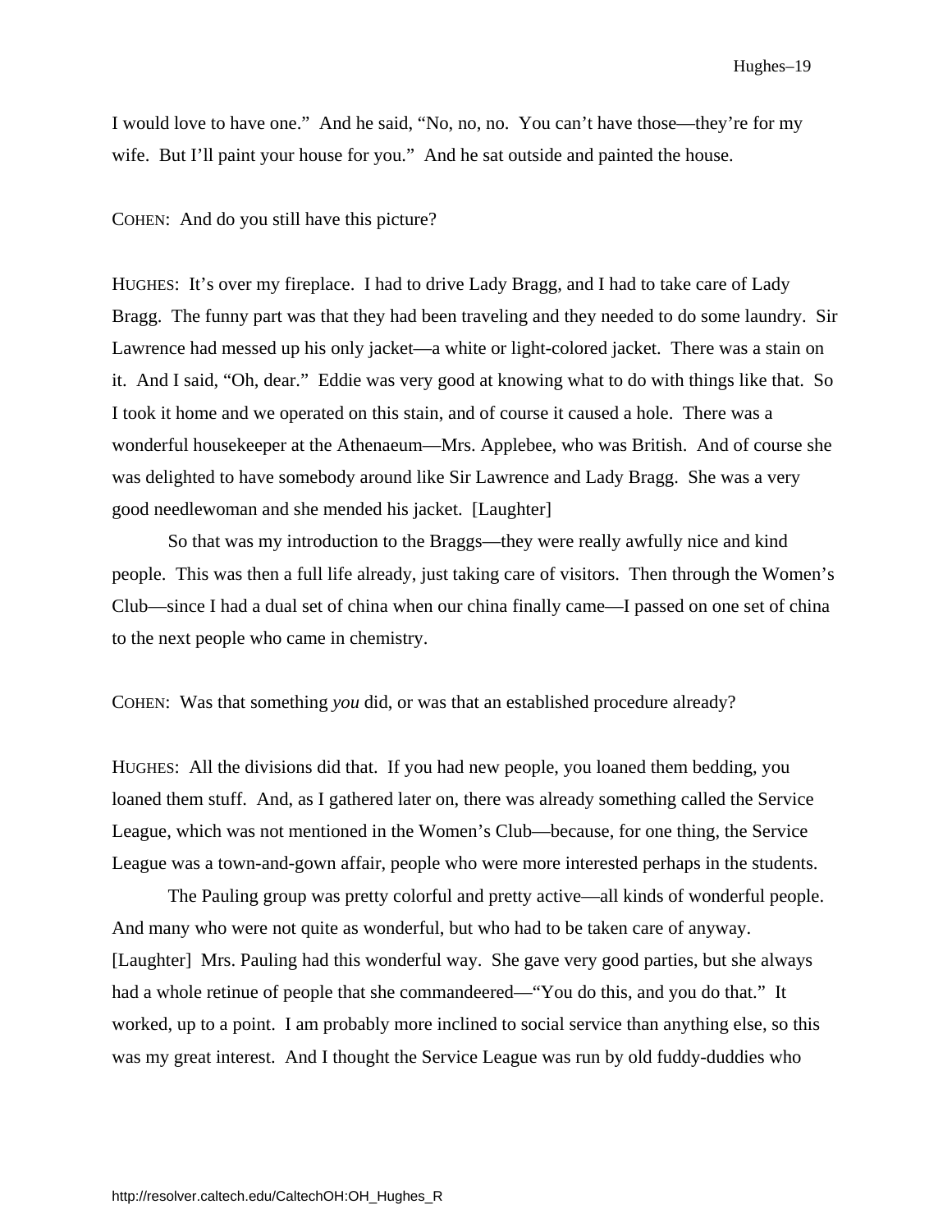I would love to have one." And he said, "No, no, no. You can't have those—they're for my wife. But I'll paint your house for you." And he sat outside and painted the house.

COHEN: And do you still have this picture?

HUGHES: It's over my fireplace. I had to drive Lady Bragg, and I had to take care of Lady Bragg. The funny part was that they had been traveling and they needed to do some laundry. Sir Lawrence had messed up his only jacket—a white or light-colored jacket. There was a stain on it. And I said, "Oh, dear." Eddie was very good at knowing what to do with things like that. So I took it home and we operated on this stain, and of course it caused a hole. There was a wonderful housekeeper at the Athenaeum—Mrs. Applebee, who was British. And of course she was delighted to have somebody around like Sir Lawrence and Lady Bragg. She was a very good needlewoman and she mended his jacket. [Laughter]

So that was my introduction to the Braggs—they were really awfully nice and kind people. This was then a full life already, just taking care of visitors. Then through the Women's Club—since I had a dual set of china when our china finally came—I passed on one set of china to the next people who came in chemistry.

COHEN: Was that something *you* did, or was that an established procedure already?

HUGHES: All the divisions did that. If you had new people, you loaned them bedding, you loaned them stuff. And, as I gathered later on, there was already something called the Service League, which was not mentioned in the Women's Club—because, for one thing, the Service League was a town-and-gown affair, people who were more interested perhaps in the students.

The Pauling group was pretty colorful and pretty active—all kinds of wonderful people. And many who were not quite as wonderful, but who had to be taken care of anyway. [Laughter] Mrs. Pauling had this wonderful way. She gave very good parties, but she always had a whole retinue of people that she commandeered—"You do this, and you do that." It worked, up to a point. I am probably more inclined to social service than anything else, so this was my great interest. And I thought the Service League was run by old fuddy-duddies who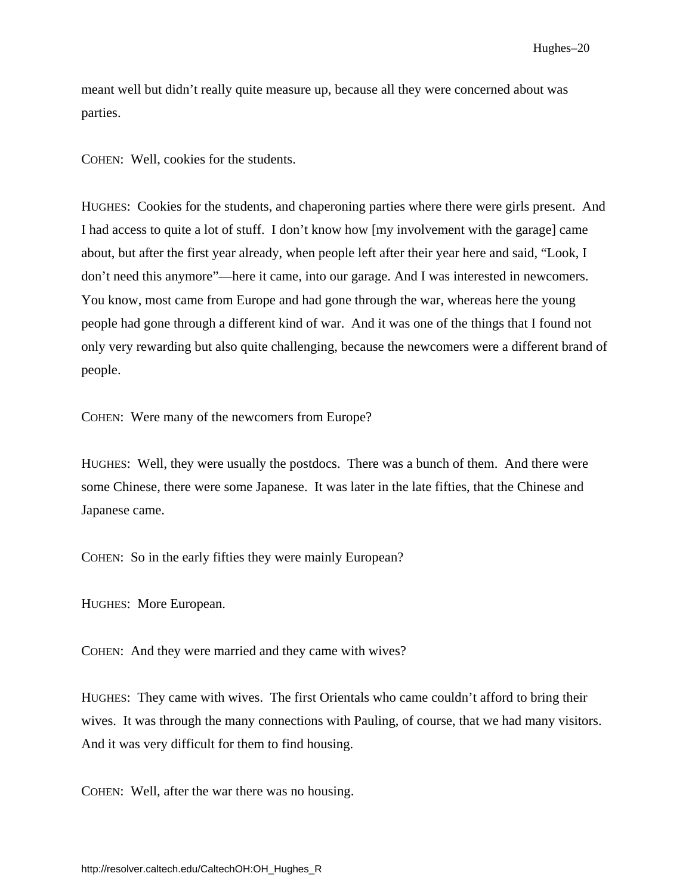meant well but didn't really quite measure up, because all they were concerned about was parties.

COHEN: Well, cookies for the students.

HUGHES: Cookies for the students, and chaperoning parties where there were girls present. And I had access to quite a lot of stuff. I don't know how [my involvement with the garage] came about, but after the first year already, when people left after their year here and said, "Look, I don't need this anymore"—here it came, into our garage. And I was interested in newcomers. You know, most came from Europe and had gone through the war, whereas here the young people had gone through a different kind of war. And it was one of the things that I found not only very rewarding but also quite challenging, because the newcomers were a different brand of people.

COHEN: Were many of the newcomers from Europe?

HUGHES: Well, they were usually the postdocs. There was a bunch of them. And there were some Chinese, there were some Japanese. It was later in the late fifties, that the Chinese and Japanese came.

COHEN: So in the early fifties they were mainly European?

HUGHES: More European.

COHEN: And they were married and they came with wives?

HUGHES: They came with wives. The first Orientals who came couldn't afford to bring their wives. It was through the many connections with Pauling, of course, that we had many visitors. And it was very difficult for them to find housing.

COHEN: Well, after the war there was no housing.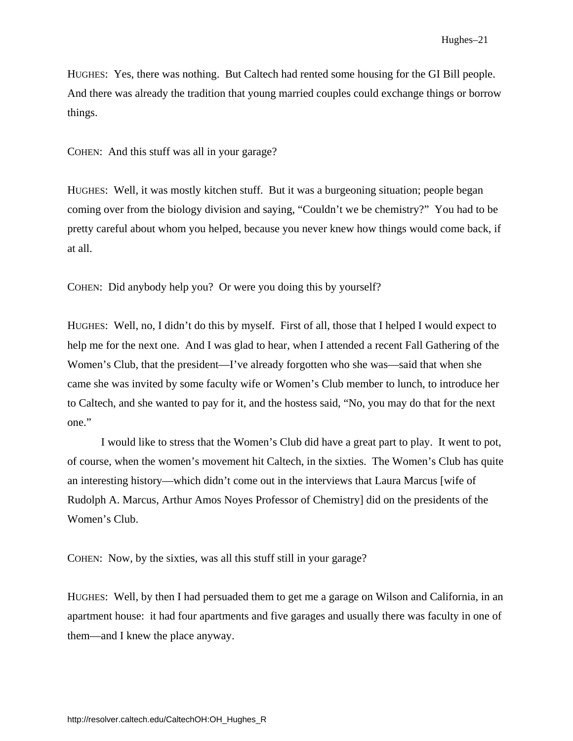HUGHES: Yes, there was nothing. But Caltech had rented some housing for the GI Bill people. And there was already the tradition that young married couples could exchange things or borrow things.

COHEN: And this stuff was all in your garage?

HUGHES: Well, it was mostly kitchen stuff. But it was a burgeoning situation; people began coming over from the biology division and saying, "Couldn't we be chemistry?" You had to be pretty careful about whom you helped, because you never knew how things would come back, if at all.

COHEN: Did anybody help you? Or were you doing this by yourself?

HUGHES: Well, no, I didn't do this by myself. First of all, those that I helped I would expect to help me for the next one. And I was glad to hear, when I attended a recent Fall Gathering of the Women's Club, that the president—I've already forgotten who she was—said that when she came she was invited by some faculty wife or Women's Club member to lunch, to introduce her to Caltech, and she wanted to pay for it, and the hostess said, "No, you may do that for the next one."

I would like to stress that the Women's Club did have a great part to play. It went to pot, of course, when the women's movement hit Caltech, in the sixties. The Women's Club has quite an interesting history—which didn't come out in the interviews that Laura Marcus [wife of Rudolph A. Marcus, Arthur Amos Noyes Professor of Chemistry] did on the presidents of the Women's Club.

COHEN: Now, by the sixties, was all this stuff still in your garage?

HUGHES: Well, by then I had persuaded them to get me a garage on Wilson and California, in an apartment house: it had four apartments and five garages and usually there was faculty in one of them—and I knew the place anyway.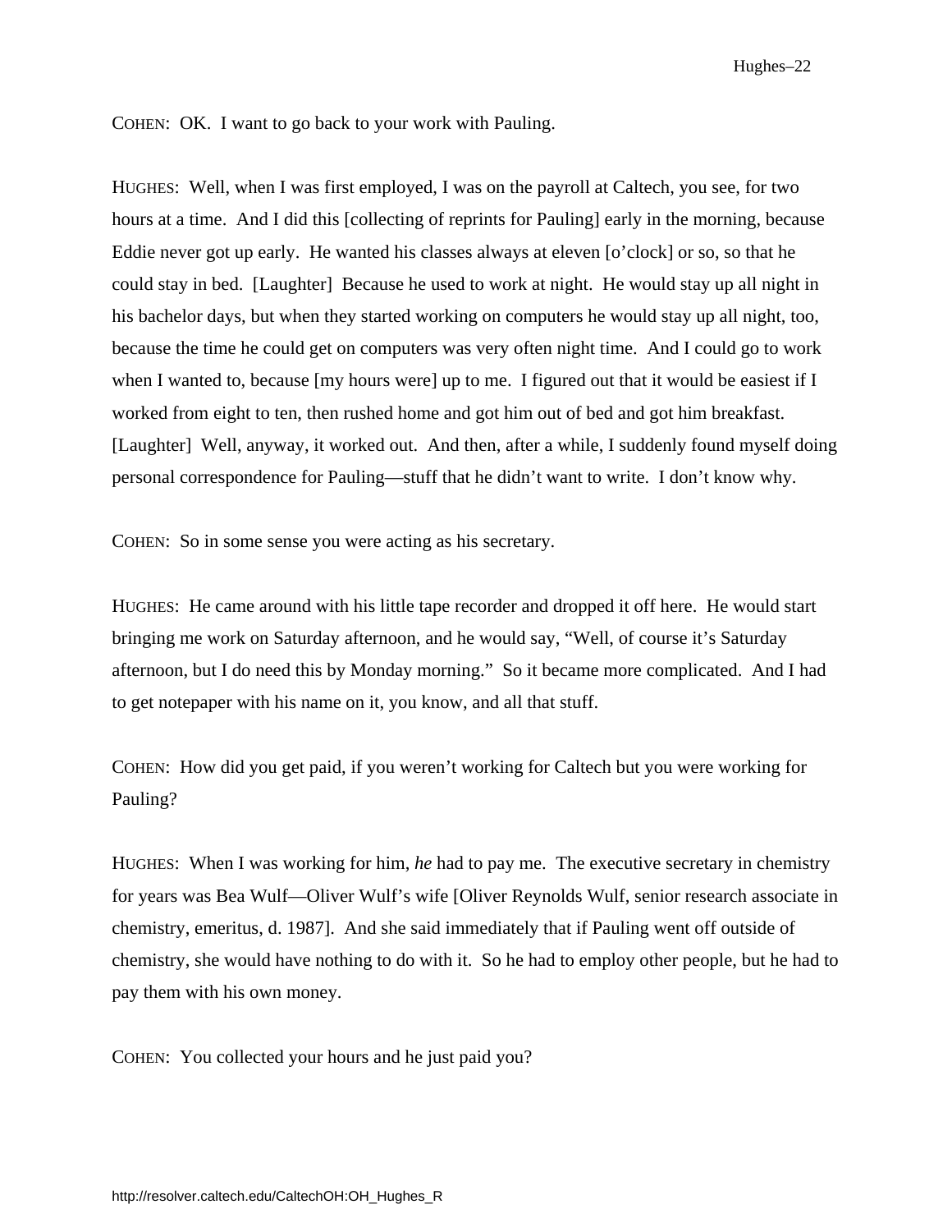COHEN: OK. I want to go back to your work with Pauling.

HUGHES: Well, when I was first employed, I was on the payroll at Caltech, you see, for two hours at a time. And I did this [collecting of reprints for Pauling] early in the morning, because Eddie never got up early. He wanted his classes always at eleven [o'clock] or so, so that he could stay in bed. [Laughter] Because he used to work at night. He would stay up all night in his bachelor days, but when they started working on computers he would stay up all night, too, because the time he could get on computers was very often night time. And I could go to work when I wanted to, because [my hours were] up to me. I figured out that it would be easiest if I worked from eight to ten, then rushed home and got him out of bed and got him breakfast. [Laughter] Well, anyway, it worked out. And then, after a while, I suddenly found myself doing personal correspondence for Pauling—stuff that he didn't want to write. I don't know why.

COHEN: So in some sense you were acting as his secretary.

HUGHES: He came around with his little tape recorder and dropped it off here. He would start bringing me work on Saturday afternoon, and he would say, "Well, of course it's Saturday afternoon, but I do need this by Monday morning." So it became more complicated. And I had to get notepaper with his name on it, you know, and all that stuff.

COHEN: How did you get paid, if you weren't working for Caltech but you were working for Pauling?

HUGHES: When I was working for him, *he* had to pay me. The executive secretary in chemistry for years was Bea Wulf—Oliver Wulf's wife [Oliver Reynolds Wulf, senior research associate in chemistry, emeritus, d. 1987]. And she said immediately that if Pauling went off outside of chemistry, she would have nothing to do with it. So he had to employ other people, but he had to pay them with his own money.

COHEN: You collected your hours and he just paid you?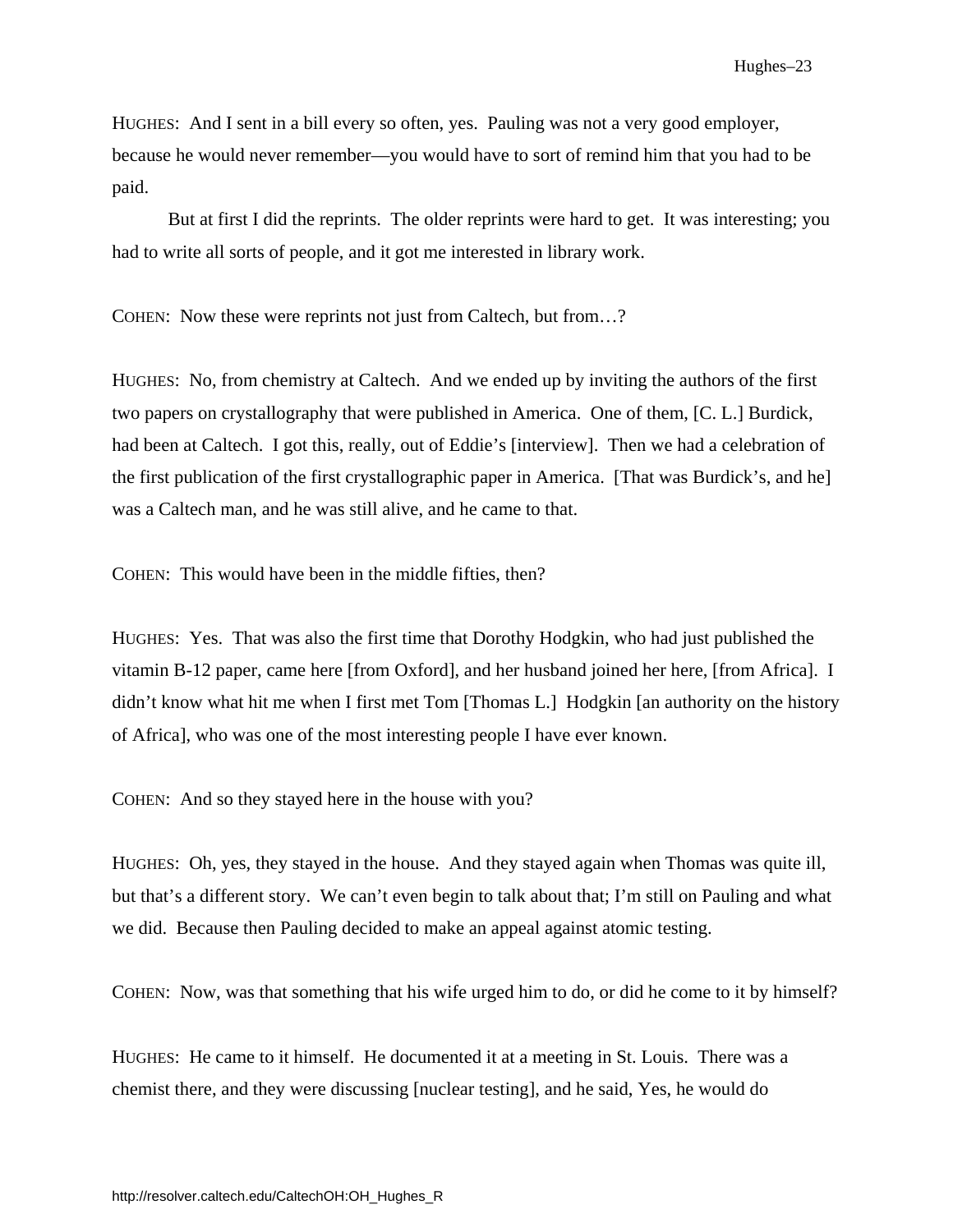HUGHES: And I sent in a bill every so often, yes. Pauling was not a very good employer, because he would never remember—you would have to sort of remind him that you had to be paid.

But at first I did the reprints. The older reprints were hard to get. It was interesting; you had to write all sorts of people, and it got me interested in library work.

COHEN: Now these were reprints not just from Caltech, but from…?

HUGHES: No, from chemistry at Caltech. And we ended up by inviting the authors of the first two papers on crystallography that were published in America. One of them, [C. L.] Burdick, had been at Caltech. I got this, really, out of Eddie's [interview]. Then we had a celebration of the first publication of the first crystallographic paper in America. [That was Burdick's, and he] was a Caltech man, and he was still alive, and he came to that.

COHEN: This would have been in the middle fifties, then?

HUGHES: Yes. That was also the first time that Dorothy Hodgkin, who had just published the vitamin B-12 paper, came here [from Oxford], and her husband joined her here, [from Africa]. I didn't know what hit me when I first met Tom [Thomas L.] Hodgkin [an authority on the history of Africa], who was one of the most interesting people I have ever known.

COHEN: And so they stayed here in the house with you?

HUGHES: Oh, yes, they stayed in the house. And they stayed again when Thomas was quite ill, but that's a different story. We can't even begin to talk about that; I'm still on Pauling and what we did. Because then Pauling decided to make an appeal against atomic testing.

COHEN: Now, was that something that his wife urged him to do, or did he come to it by himself?

HUGHES: He came to it himself. He documented it at a meeting in St. Louis. There was a chemist there, and they were discussing [nuclear testing], and he said, Yes, he would do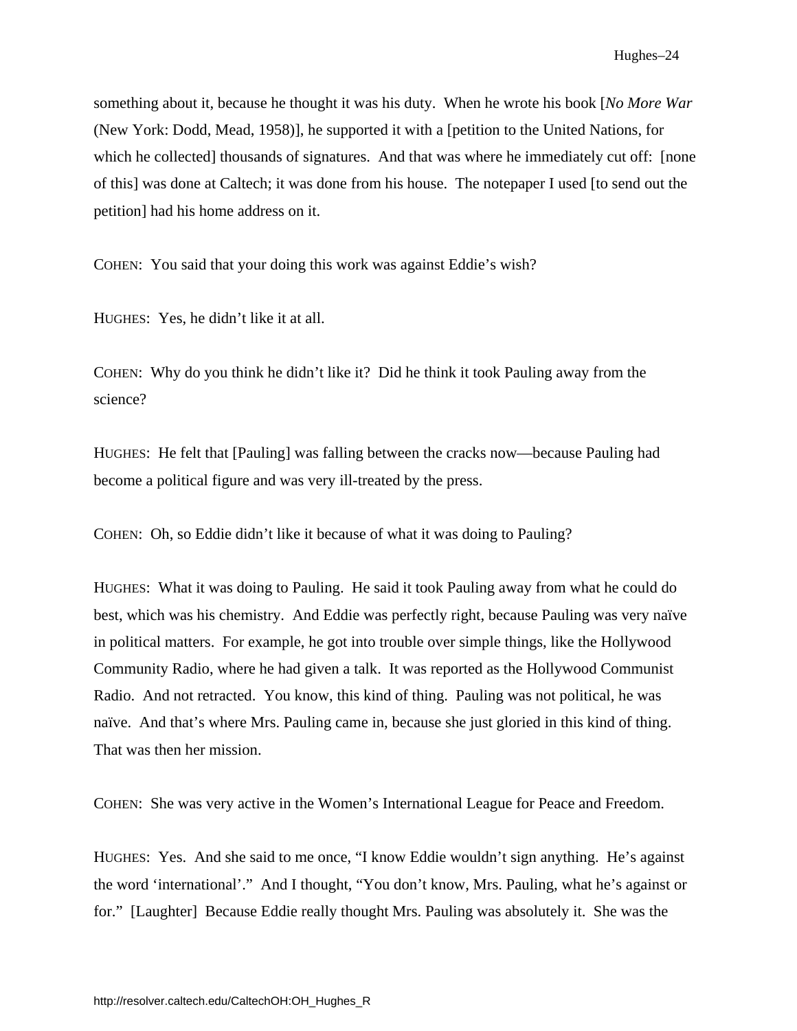something about it, because he thought it was his duty. When he wrote his book [*No More War* (New York: Dodd, Mead, 1958)], he supported it with a [petition to the United Nations, for which he collected] thousands of signatures. And that was where he immediately cut off: [none of this] was done at Caltech; it was done from his house. The notepaper I used [to send out the petition] had his home address on it.

COHEN: You said that your doing this work was against Eddie's wish?

HUGHES: Yes, he didn't like it at all.

COHEN: Why do you think he didn't like it? Did he think it took Pauling away from the science?

HUGHES: He felt that [Pauling] was falling between the cracks now—because Pauling had become a political figure and was very ill-treated by the press.

COHEN: Oh, so Eddie didn't like it because of what it was doing to Pauling?

HUGHES: What it was doing to Pauling. He said it took Pauling away from what he could do best, which was his chemistry. And Eddie was perfectly right, because Pauling was very naïve in political matters. For example, he got into trouble over simple things, like the Hollywood Community Radio, where he had given a talk. It was reported as the Hollywood Communist Radio. And not retracted. You know, this kind of thing. Pauling was not political, he was naïve. And that's where Mrs. Pauling came in, because she just gloried in this kind of thing. That was then her mission.

COHEN: She was very active in the Women's International League for Peace and Freedom.

HUGHES: Yes. And she said to me once, "I know Eddie wouldn't sign anything. He's against the word 'international'." And I thought, "You don't know, Mrs. Pauling, what he's against or for." [Laughter] Because Eddie really thought Mrs. Pauling was absolutely it. She was the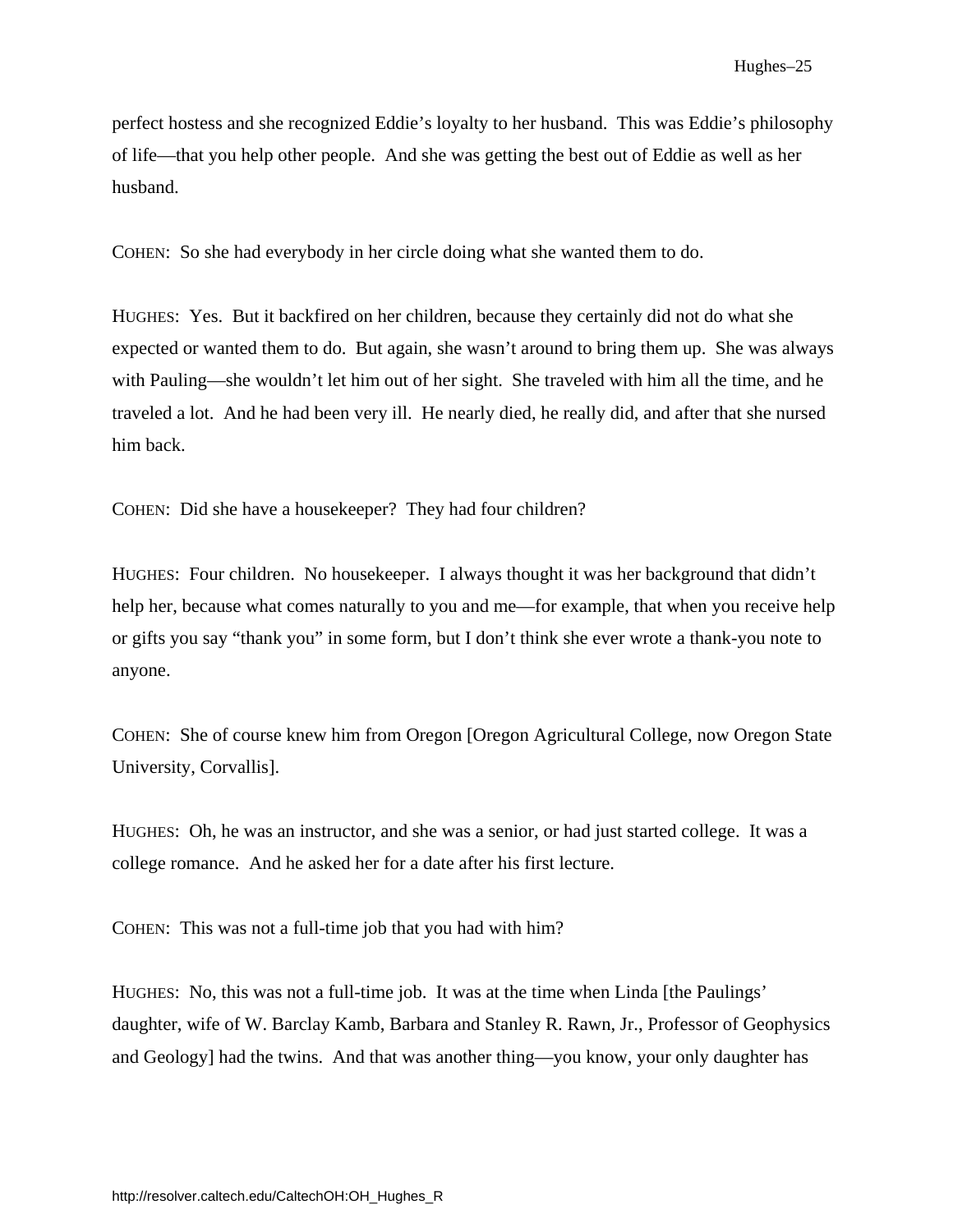perfect hostess and she recognized Eddie's loyalty to her husband. This was Eddie's philosophy of life—that you help other people. And she was getting the best out of Eddie as well as her husband.

COHEN: So she had everybody in her circle doing what she wanted them to do.

HUGHES: Yes. But it backfired on her children, because they certainly did not do what she expected or wanted them to do. But again, she wasn't around to bring them up. She was always with Pauling—she wouldn't let him out of her sight. She traveled with him all the time, and he traveled a lot. And he had been very ill. He nearly died, he really did, and after that she nursed him back.

COHEN: Did she have a housekeeper? They had four children?

HUGHES: Four children. No housekeeper. I always thought it was her background that didn't help her, because what comes naturally to you and me—for example, that when you receive help or gifts you say "thank you" in some form, but I don't think she ever wrote a thank-you note to anyone.

COHEN: She of course knew him from Oregon [Oregon Agricultural College, now Oregon State University, Corvallis].

HUGHES: Oh, he was an instructor, and she was a senior, or had just started college. It was a college romance. And he asked her for a date after his first lecture.

COHEN: This was not a full-time job that you had with him?

HUGHES: No, this was not a full-time job. It was at the time when Linda [the Paulings' daughter, wife of W. Barclay Kamb, Barbara and Stanley R. Rawn, Jr., Professor of Geophysics and Geology] had the twins. And that was another thing—you know, your only daughter has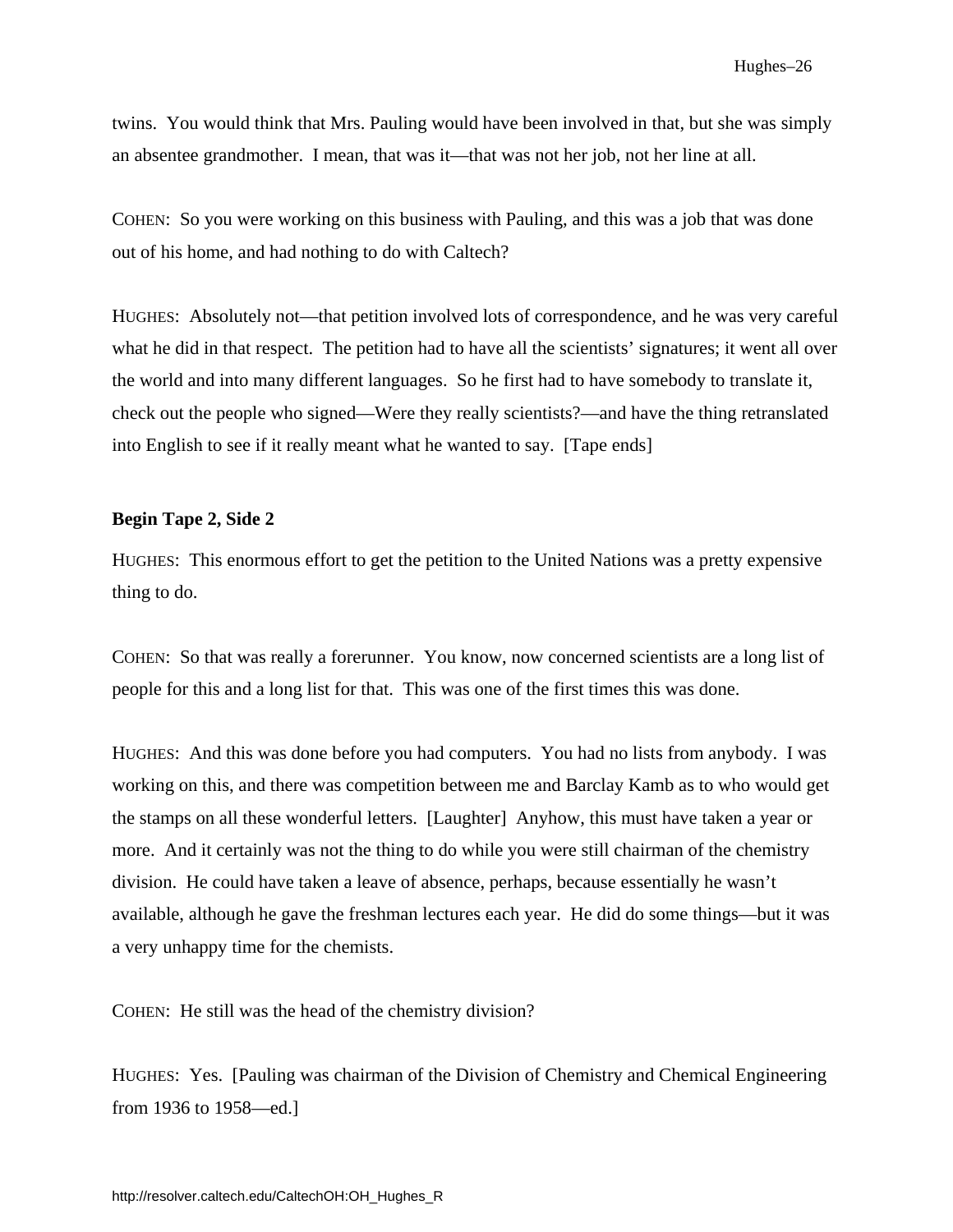twins. You would think that Mrs. Pauling would have been involved in that, but she was simply an absentee grandmother. I mean, that was it—that was not her job, not her line at all.

COHEN: So you were working on this business with Pauling, and this was a job that was done out of his home, and had nothing to do with Caltech?

HUGHES: Absolutely not—that petition involved lots of correspondence, and he was very careful what he did in that respect. The petition had to have all the scientists' signatures; it went all over the world and into many different languages. So he first had to have somebody to translate it, check out the people who signed—Were they really scientists?—and have the thing retranslated into English to see if it really meant what he wanted to say. [Tape ends]

**Begin Tape 2, Side 2**

HUGHES: This enormous effort to get the petition to the United Nations was a pretty expensive thing to do.

COHEN: So that was really a forerunner. You know, now concerned scientists are a long list of people for this and a long list for that. This was one of the first times this was done.

HUGHES: And this was done before you had computers. You had no lists from anybody. I was working on this, and there was competition between me and Barclay Kamb as to who would get the stamps on all these wonderful letters. [Laughter] Anyhow, this must have taken a year or more. And it certainly was not the thing to do while you were still chairman of the chemistry division. He could have taken a leave of absence, perhaps, because essentially he wasn't available, although he gave the freshman lectures each year. He did do some things—but it was a very unhappy time for the chemists.

COHEN: He still was the head of the chemistry division?

HUGHES: Yes. [Pauling was chairman of the Division of Chemistry and Chemical Engineering from 1936 to 1958—ed.]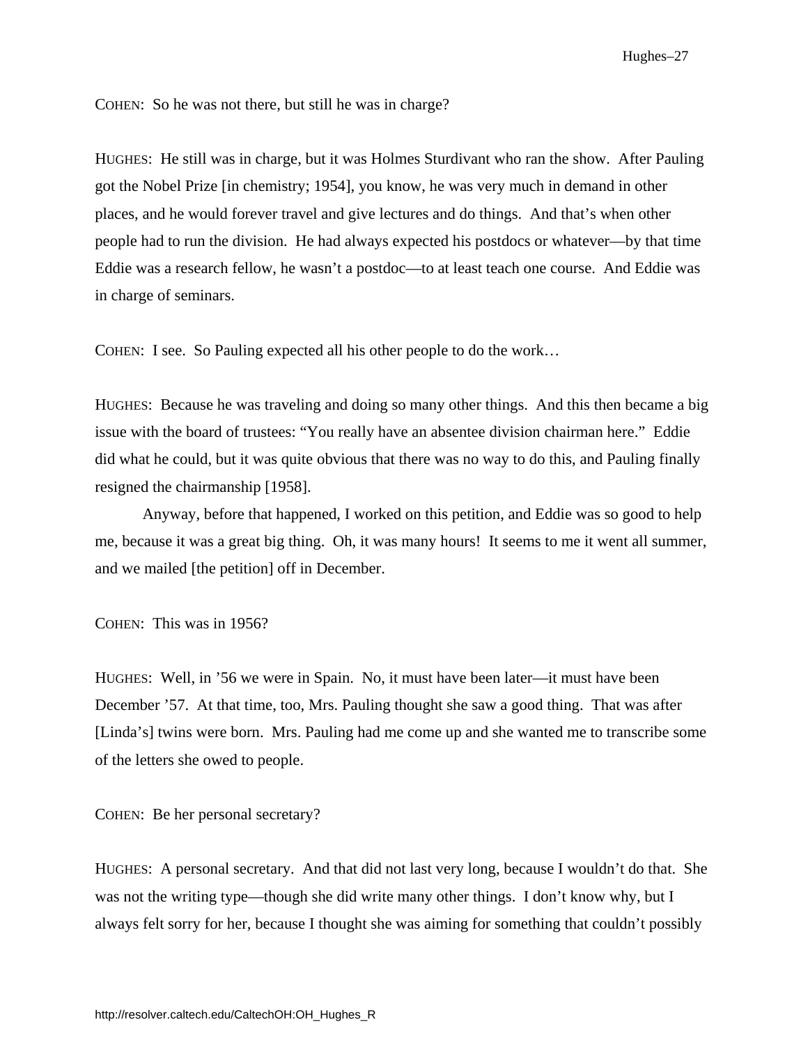COHEN: So he was not there, but still he was in charge?

HUGHES: He still was in charge, but it was Holmes Sturdivant who ran the show. After Pauling got the Nobel Prize [in chemistry; 1954], you know, he was very much in demand in other places, and he would forever travel and give lectures and do things. And that's when other people had to run the division. He had always expected his postdocs or whatever—by that time Eddie was a research fellow, he wasn't a postdoc—to at least teach one course. And Eddie was in charge of seminars.

COHEN: I see. So Pauling expected all his other people to do the work…

HUGHES: Because he was traveling and doing so many other things. And this then became a big issue with the board of trustees: "You really have an absentee division chairman here." Eddie did what he could, but it was quite obvious that there was no way to do this, and Pauling finally resigned the chairmanship [1958].

Anyway, before that happened, I worked on this petition, and Eddie was so good to help me, because it was a great big thing. Oh, it was many hours! It seems to me it went all summer, and we mailed [the petition] off in December.

COHEN: This was in 1956?

HUGHES: Well, in '56 we were in Spain. No, it must have been later—it must have been December '57. At that time, too, Mrs. Pauling thought she saw a good thing. That was after [Linda's] twins were born. Mrs. Pauling had me come up and she wanted me to transcribe some of the letters she owed to people.

COHEN: Be her personal secretary?

HUGHES: A personal secretary. And that did not last very long, because I wouldn't do that. She was not the writing type—though she did write many other things. I don't know why, but I always felt sorry for her, because I thought she was aiming for something that couldn't possibly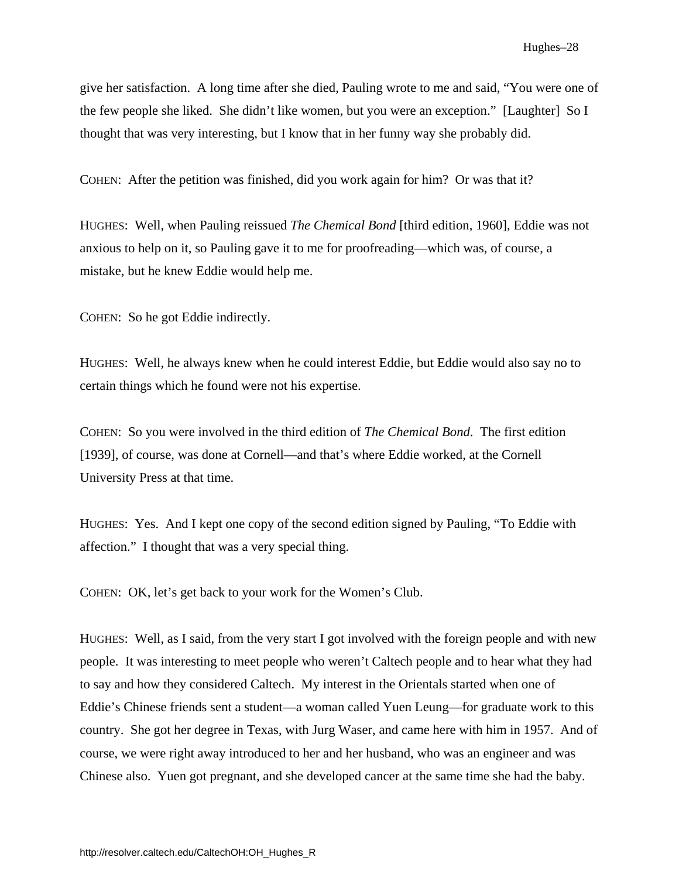give her satisfaction. A long time after she died, Pauling wrote to me and said, "You were one of the few people she liked. She didn't like women, but you were an exception." [Laughter] So I thought that was very interesting, but I know that in her funny way she probably did.

COHEN: After the petition was finished, did you work again for him? Or was that it?

HUGHES: Well, when Pauling reissued *The Chemical Bond* [third edition, 1960], Eddie was not anxious to help on it, so Pauling gave it to me for proofreading—which was, of course, a mistake, but he knew Eddie would help me.

COHEN: So he got Eddie indirectly.

HUGHES: Well, he always knew when he could interest Eddie, but Eddie would also say no to certain things which he found were not his expertise.

COHEN: So you were involved in the third edition of *The Chemical Bond*. The first edition [1939], of course, was done at Cornell—and that's where Eddie worked, at the Cornell University Press at that time.

HUGHES: Yes. And I kept one copy of the second edition signed by Pauling, "To Eddie with affection." I thought that was a very special thing.

COHEN: OK, let's get back to your work for the Women's Club.

HUGHES: Well, as I said, from the very start I got involved with the foreign people and with new people. It was interesting to meet people who weren't Caltech people and to hear what they had to say and how they considered Caltech. My interest in the Orientals started when one of Eddie's Chinese friends sent a student—a woman called Yuen Leung—for graduate work to this country. She got her degree in Texas, with Jurg Waser, and came here with him in 1957. And of course, we were right away introduced to her and her husband, who was an engineer and was Chinese also. Yuen got pregnant, and she developed cancer at the same time she had the baby.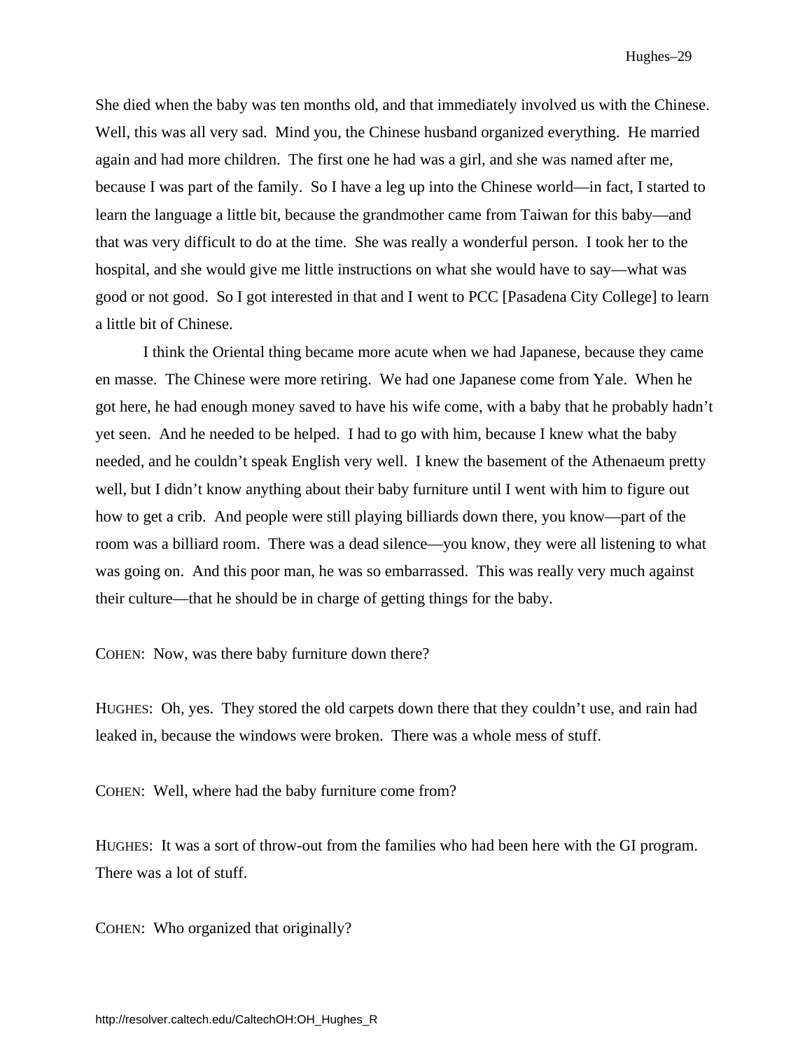She died when the baby was ten months old, and that immediately involved us with the Chinese. Well, this was all very sad. Mind you, the Chinese husband organized everything. He married again and had more children. The first one he had was a girl, and she was named after me, because I was part of the family. So I have a leg up into the Chinese world—in fact, I started to learn the language a little bit, because the grandmother came from Taiwan for this baby—and that was very difficult to do at the time. She was really a wonderful person. I took her to the hospital, and she would give me little instructions on what she would have to say—what was good or not good. So I got interested in that and I went to PCC [Pasadena City College] to learn a little bit of Chinese.

I think the Oriental thing became more acute when we had Japanese, because they came en masse. The Chinese were more retiring. We had one Japanese come from Yale. When he got here, he had enough money saved to have his wife come, with a baby that he probably hadn't yet seen. And he needed to be helped. I had to go with him, because I knew what the baby needed, and he couldn't speak English very well. I knew the basement of the Athenaeum pretty well, but I didn't know anything about their baby furniture until I went with him to figure out how to get a crib. And people were still playing billiards down there, you know—part of the room was a billiard room. There was a dead silence—you know, they were all listening to what was going on. And this poor man, he was so embarrassed. This was really very much against their culture—that he should be in charge of getting things for the baby.

COHEN: Now, was there baby furniture down there?

HUGHES: Oh, yes. They stored the old carpets down there that they couldn't use, and rain had leaked in, because the windows were broken. There was a whole mess of stuff.

COHEN: Well, where had the baby furniture come from?

HUGHES: It was a sort of throw-out from the families who had been here with the GI program. There was a lot of stuff.

COHEN: Who organized that originally?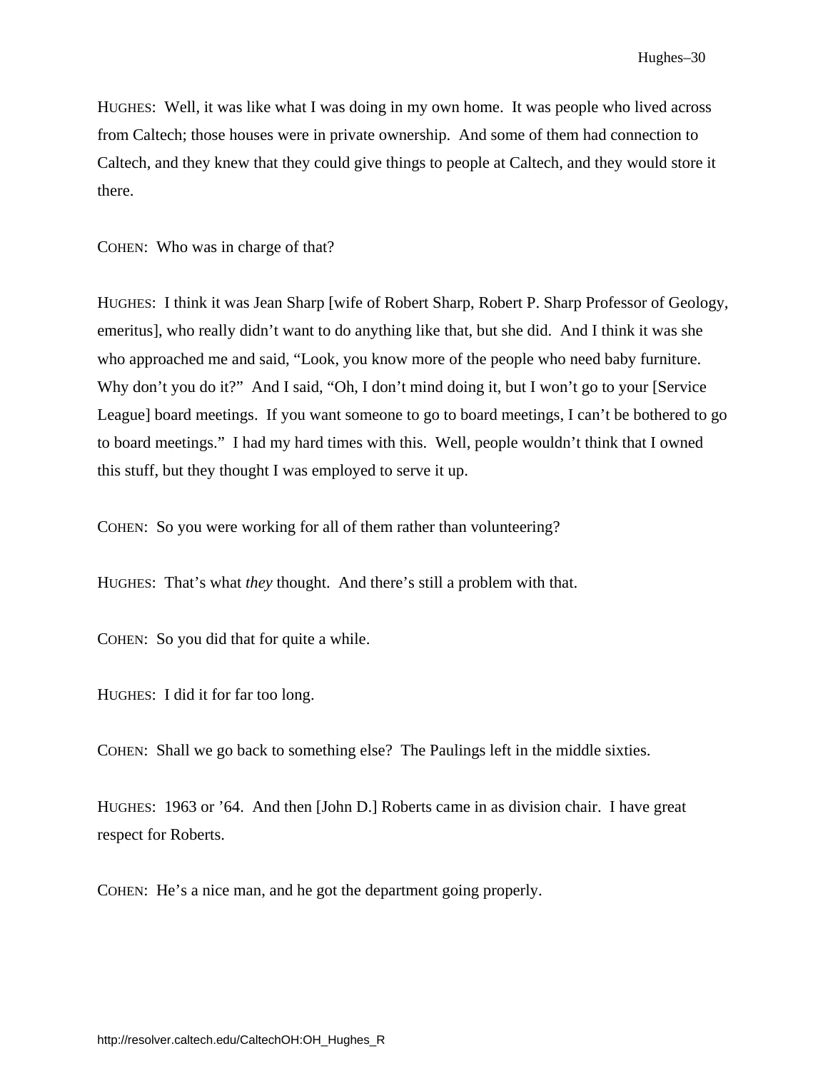HUGHES: Well, it was like what I was doing in my own home. It was people who lived across from Caltech; those houses were in private ownership. And some of them had connection to Caltech, and they knew that they could give things to people at Caltech, and they would store it there.

COHEN: Who was in charge of that?

HUGHES: I think it was Jean Sharp [wife of Robert Sharp, Robert P. Sharp Professor of Geology, emeritus], who really didn't want to do anything like that, but she did. And I think it was she who approached me and said, "Look, you know more of the people who need baby furniture. Why don't you do it?" And I said, "Oh, I don't mind doing it, but I won't go to your [Service League] board meetings. If you want someone to go to board meetings, I can't be bothered to go to board meetings." I had my hard times with this. Well, people wouldn't think that I owned this stuff, but they thought I was employed to serve it up.

COHEN: So you were working for all of them rather than volunteering?

HUGHES: That's what *they* thought. And there's still a problem with that.

COHEN: So you did that for quite a while.

HUGHES: I did it for far too long.

COHEN: Shall we go back to something else? The Paulings left in the middle sixties.

HUGHES: 1963 or '64. And then [John D.] Roberts came in as division chair. I have great respect for Roberts.

COHEN: He's a nice man, and he got the department going properly.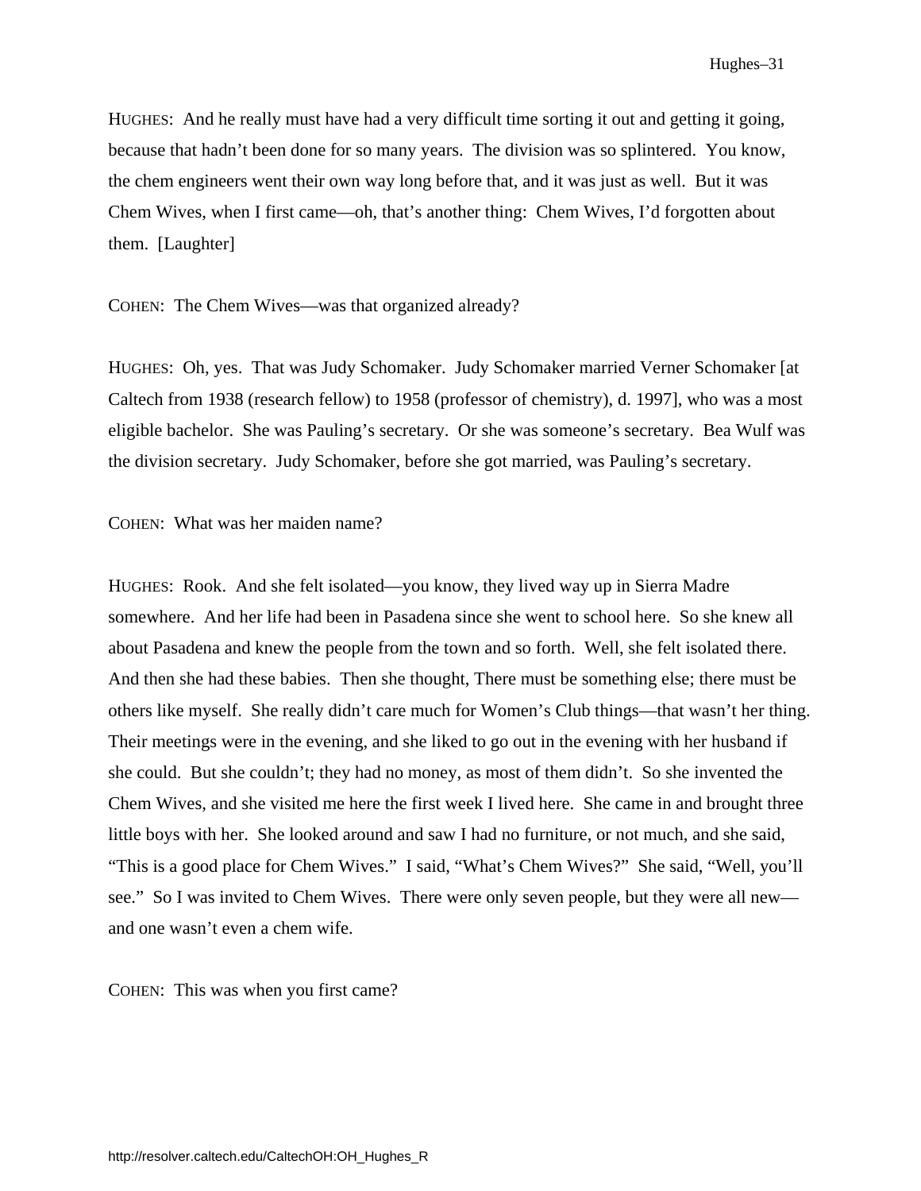HUGHES: And he really must have had a very difficult time sorting it out and getting it going, because that hadn't been done for so many years. The division was so splintered. You know, the chem engineers went their own way long before that, and it was just as well. But it was Chem Wives, when I first came—oh, that's another thing: Chem Wives, I'd forgotten about them. [Laughter]

COHEN: The Chem Wives—was that organized already?

HUGHES: Oh, yes. That was Judy Schomaker. Judy Schomaker married Verner Schomaker [at Caltech from 1938 (research fellow) to 1958 (professor of chemistry), d. 1997], who was a most eligible bachelor. She was Pauling's secretary. Or she was someone's secretary. Bea Wulf was the division secretary. Judy Schomaker, before she got married, was Pauling's secretary.

COHEN: What was her maiden name?

HUGHES: Rook. And she felt isolated—you know, they lived way up in Sierra Madre somewhere. And her life had been in Pasadena since she went to school here. So she knew all about Pasadena and knew the people from the town and so forth. Well, she felt isolated there. And then she had these babies. Then she thought, There must be something else; there must be others like myself. She really didn't care much for Women's Club things—that wasn't her thing. Their meetings were in the evening, and she liked to go out in the evening with her husband if she could. But she couldn't; they had no money, as most of them didn't. So she invented the Chem Wives, and she visited me here the first week I lived here. She came in and brought three little boys with her. She looked around and saw I had no furniture, or not much, and she said, "This is a good place for Chem Wives." I said, "What's Chem Wives?" She said, "Well, you'll see." So I was invited to Chem Wives. There were only seven people, but they were all new—and one wasn't even a chem wife.

COHEN: This was when you first came?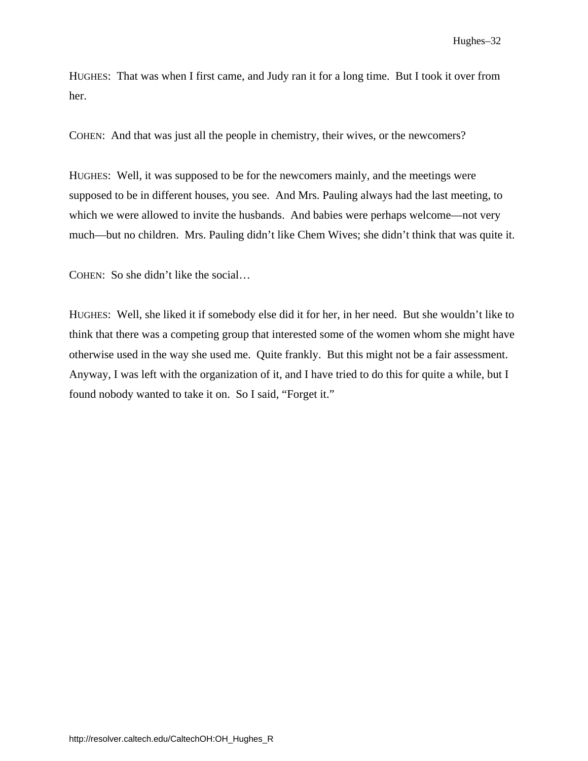HUGHES: That was when I first came, and Judy ran it for a long time. But I took it over from her.

COHEN: And that was just all the people in chemistry, their wives, or the newcomers?

HUGHES: Well, it was supposed to be for the newcomers mainly, and the meetings were supposed to be in different houses, you see. And Mrs. Pauling always had the last meeting, to which we were allowed to invite the husbands. And babies were perhaps welcome—not very much—but no children. Mrs. Pauling didn't like Chem Wives; she didn't think that was quite it.

COHEN: So she didn't like the social…

HUGHES: Well, she liked it if somebody else did it for her, in her need. But she wouldn't like to think that there was a competing group that interested some of the women whom she might have otherwise used in the way she used me. Quite frankly. But this might not be a fair assessment. Anyway, I was left with the organization of it, and I have tried to do this for quite a while, but I found nobody wanted to take it on. So I said, "Forget it."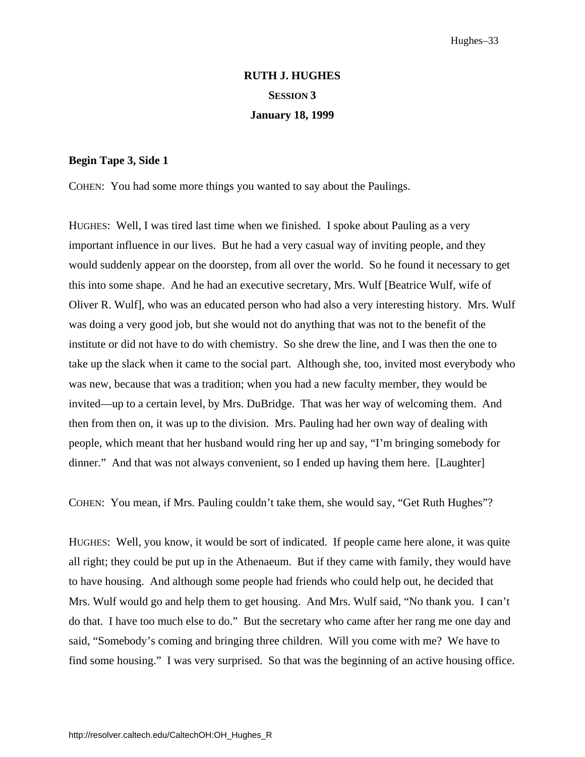# RUTH J. HUGHES

## SESSION 3

## January 18, 1999

**Begin Tape 3, Side 1**

COHEN: You had some more things you wanted to say about the Paulings.

HUGHES: Well, I was tired last time when we finished. I spoke about Pauling as a very important influence in our lives. But he had a very casual way of inviting people, and they would suddenly appear on the doorstep, from all over the world. So he found it necessary to get this into some shape. And he had an executive secretary, Mrs. Wulf [Beatrice Wulf, wife of Oliver R. Wulf], who was an educated person who had also a very interesting history. Mrs. Wulf was doing a very good job, but she would not do anything that was not to the benefit of the institute or did not have to do with chemistry. So she drew the line, and I was then the one to take up the slack when it came to the social part. Although she, too, invited most everybody who was new, because that was a tradition; when you had a new faculty member, they would be invited—up to a certain level, by Mrs. DuBridge. That was her way of welcoming them. And then from then on, it was up to the division. Mrs. Pauling had her own way of dealing with people, which meant that her husband would ring her up and say, "I'm bringing somebody for dinner." And that was not always convenient, so I ended up having them here. [Laughter]

COHEN: You mean, if Mrs. Pauling couldn't take them, she would say, "Get Ruth Hughes"?

HUGHES: Well, you know, it would be sort of indicated. If people came here alone, it was quite all right; they could be put up in the Athenaeum. But if they came with family, they would have to have housing. And although some people had friends who could help out, he decided that Mrs. Wulf would go and help them to get housing. And Mrs. Wulf said, "No thank you. I can't do that. I have too much else to do." But the secretary who came after her rang me one day and said, "Somebody's coming and bringing three children. Will you come with me? We have to find some housing." I was very surprised. So that was the beginning of an active housing office.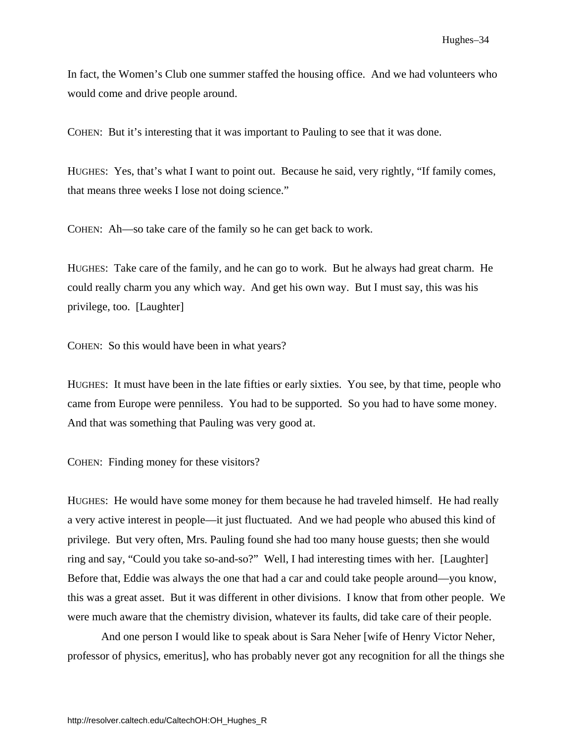In fact, the Women's Club one summer staffed the housing office. And we had volunteers who would come and drive people around.

COHEN: But it's interesting that it was important to Pauling to see that it was done.

HUGHES: Yes, that's what I want to point out. Because he said, very rightly, "If family comes, that means three weeks I lose not doing science."

COHEN: Ah—so take care of the family so he can get back to work.

HUGHES: Take care of the family, and he can go to work. But he always had great charm. He could really charm you any which way. And get his own way. But I must say, this was his privilege, too. [Laughter]

COHEN: So this would have been in what years?

HUGHES: It must have been in the late fifties or early sixties. You see, by that time, people who came from Europe were penniless. You had to be supported. So you had to have some money. And that was something that Pauling was very good at.

COHEN: Finding money for these visitors?

HUGHES: He would have some money for them because he had traveled himself. He had really a very active interest in people—it just fluctuated. And we had people who abused this kind of privilege. But very often, Mrs. Pauling found she had too many house guests; then she would ring and say, "Could you take so-and-so?" Well, I had interesting times with her. [Laughter] Before that, Eddie was always the one that had a car and could take people around—you know, this was a great asset. But it was different in other divisions. I know that from other people. We were much aware that the chemistry division, whatever its faults, did take care of their people.

And one person I would like to speak about is Sara Neher [wife of Henry Victor Neher, professor of physics, emeritus], who has probably never got any recognition for all the things she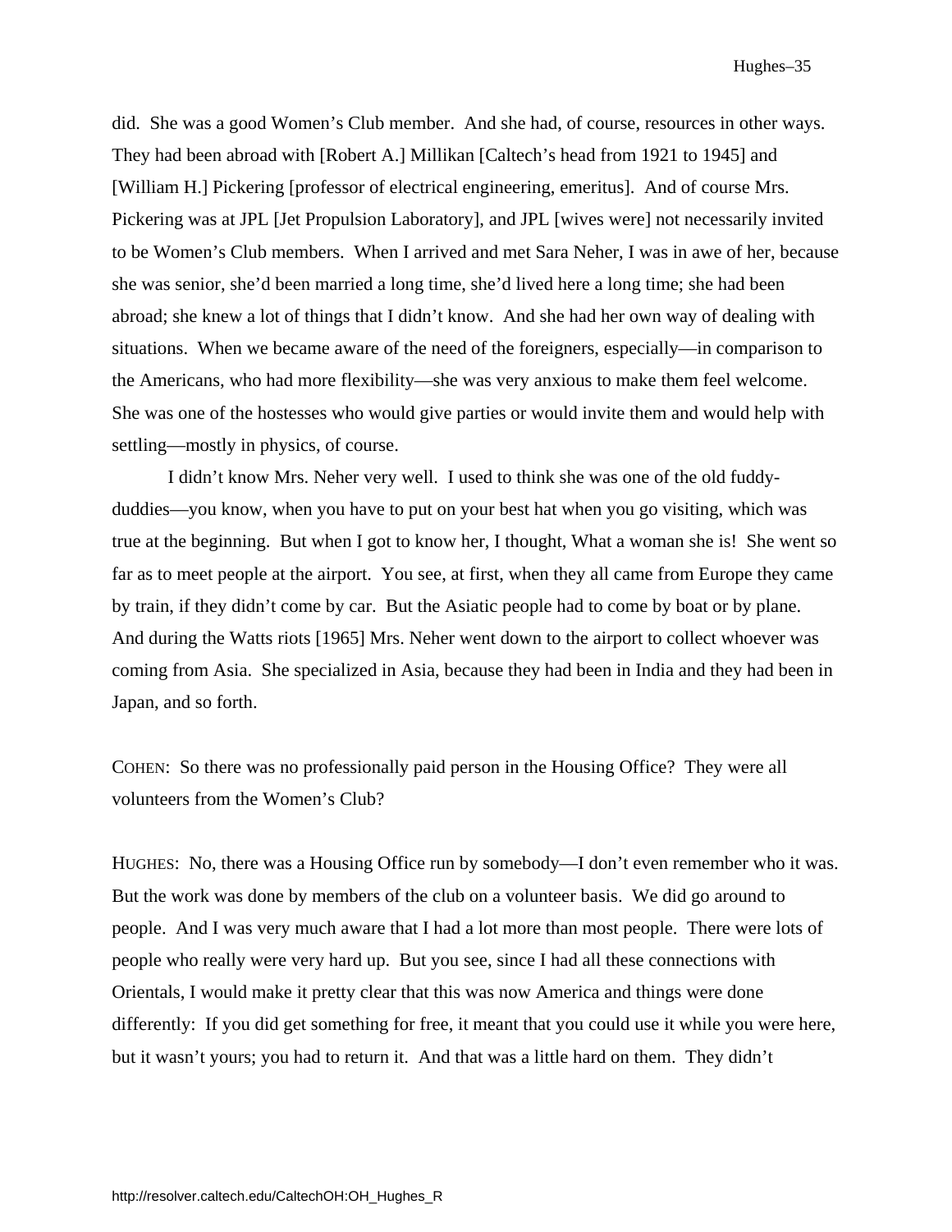did. She was a good Women's Club member. And she had, of course, resources in other ways. They had been abroad with [Robert A.] Millikan [Caltech's head from 1921 to 1945] and [William H.] Pickering [professor of electrical engineering, emeritus]. And of course Mrs. Pickering was at JPL [Jet Propulsion Laboratory], and JPL [wives were] not necessarily invited to be Women's Club members. When I arrived and met Sara Neher, I was in awe of her, because she was senior, she'd been married a long time, she'd lived here a long time; she had been abroad; she knew a lot of things that I didn't know. And she had her own way of dealing with situations. When we became aware of the need of the foreigners, especially—in comparison to the Americans, who had more flexibility—she was very anxious to make them feel welcome. She was one of the hostesses who would give parties or would invite them and would help with settling—mostly in physics, of course.

I didn't know Mrs. Neher very well. I used to think she was one of the old fuddy-duddies—you know, when you have to put on your best hat when you go visiting, which was true at the beginning. But when I got to know her, I thought, What a woman she is! She went so far as to meet people at the airport. You see, at first, when they all came from Europe they came by train, if they didn't come by car. But the Asiatic people had to come by boat or by plane. And during the Watts riots [1965] Mrs. Neher went down to the airport to collect whoever was coming from Asia. She specialized in Asia, because they had been in India and they had been in Japan, and so forth.

COHEN: So there was no professionally paid person in the Housing Office? They were all volunteers from the Women's Club?

HUGHES: No, there was a Housing Office run by somebody—I don't even remember who it was. But the work was done by members of the club on a volunteer basis. We did go around to people. And I was very much aware that I had a lot more than most people. There were lots of people who really were very hard up. But you see, since I had all these connections with Orientals, I would make it pretty clear that this was now America and things were done differently: If you did get something for free, it meant that you could use it while you were here, but it wasn't yours; you had to return it. And that was a little hard on them. They didn't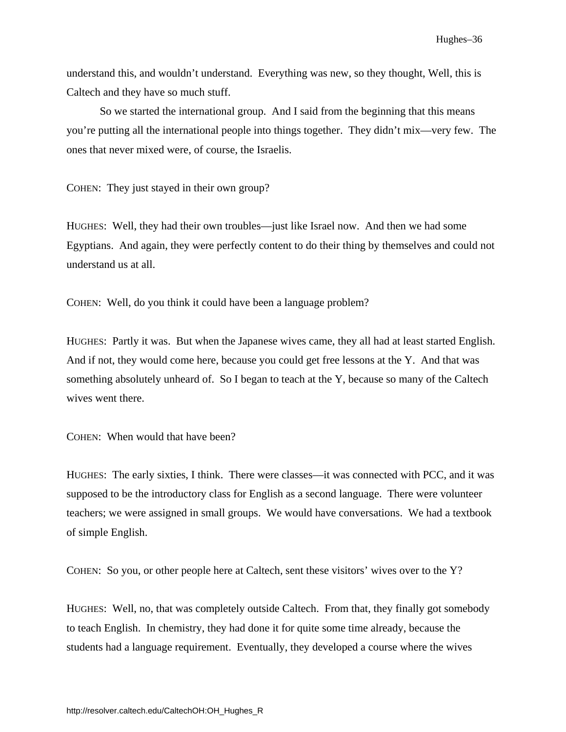understand this, and wouldn't understand. Everything was new, so they thought, Well, this is Caltech and they have so much stuff.

So we started the international group. And I said from the beginning that this means you're putting all the international people into things together. They didn't mix—very few. The ones that never mixed were, of course, the Israelis.

COHEN: They just stayed in their own group?

HUGHES: Well, they had their own troubles—just like Israel now. And then we had some Egyptians. And again, they were perfectly content to do their thing by themselves and could not understand us at all.

COHEN: Well, do you think it could have been a language problem?

HUGHES: Partly it was. But when the Japanese wives came, they all had at least started English. And if not, they would come here, because you could get free lessons at the Y. And that was something absolutely unheard of. So I began to teach at the Y, because so many of the Caltech wives went there.

COHEN: When would that have been?

HUGHES: The early sixties, I think. There were classes—it was connected with PCC, and it was supposed to be the introductory class for English as a second language. There were volunteer teachers; we were assigned in small groups. We would have conversations. We had a textbook of simple English.

COHEN: So you, or other people here at Caltech, sent these visitors' wives over to the Y?

HUGHES: Well, no, that was completely outside Caltech. From that, they finally got somebody to teach English. In chemistry, they had done it for quite some time already, because the students had a language requirement. Eventually, they developed a course where the wives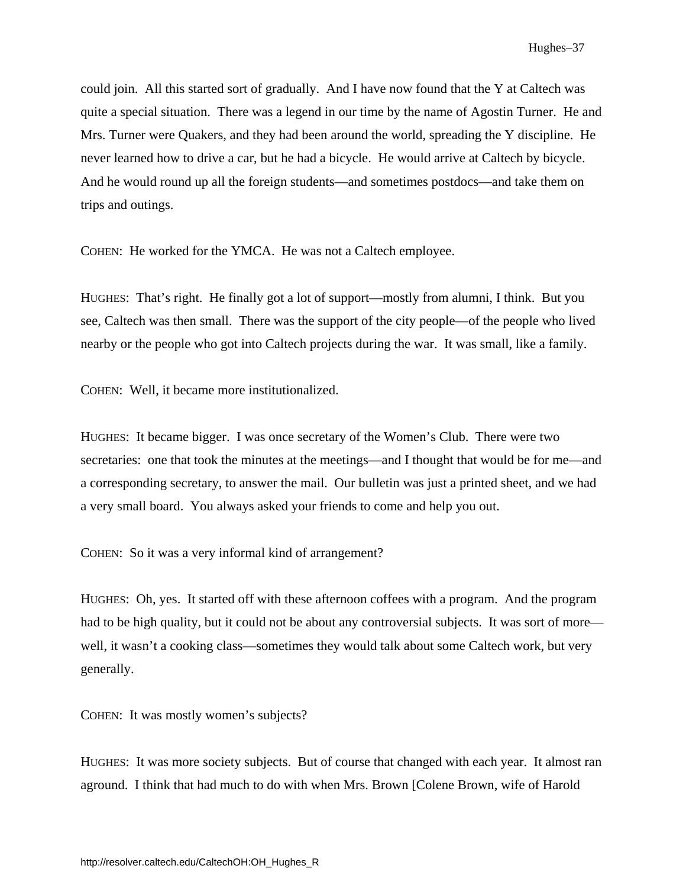could join. All this started sort of gradually. And I have now found that the Y at Caltech was quite a special situation. There was a legend in our time by the name of Agostin Turner. He and Mrs. Turner were Quakers, and they had been around the world, spreading the Y discipline. He never learned how to drive a car, but he had a bicycle. He would arrive at Caltech by bicycle. And he would round up all the foreign students—and sometimes postdocs—and take them on trips and outings.

COHEN: He worked for the YMCA. He was not a Caltech employee.

HUGHES: That's right. He finally got a lot of support—mostly from alumni, I think. But you see, Caltech was then small. There was the support of the city people—of the people who lived nearby or the people who got into Caltech projects during the war. It was small, like a family.

COHEN: Well, it became more institutionalized.

HUGHES: It became bigger. I was once secretary of the Women's Club. There were two secretaries: one that took the minutes at the meetings—and I thought that would be for me—and a corresponding secretary, to answer the mail. Our bulletin was just a printed sheet, and we had a very small board. You always asked your friends to come and help you out.

COHEN: So it was a very informal kind of arrangement?

HUGHES: Oh, yes. It started off with these afternoon coffees with a program. And the program had to be high quality, but it could not be about any controversial subjects. It was sort of more—well, it wasn't a cooking class—sometimes they would talk about some Caltech work, but very generally.

COHEN: It was mostly women's subjects?

HUGHES: It was more society subjects. But of course that changed with each year. It almost ran aground. I think that had much to do with when Mrs. Brown [Colene Brown, wife of Harold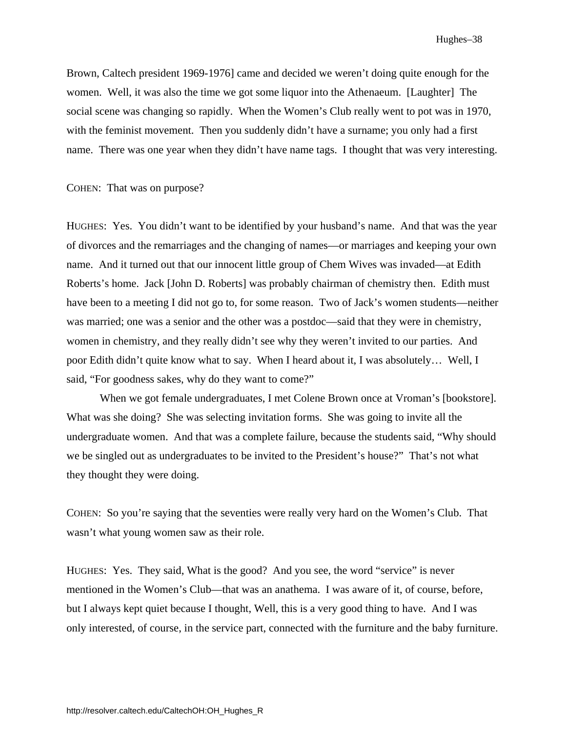Brown, Caltech president 1969-1976] came and decided we weren't doing quite enough for the women. Well, it was also the time we got some liquor into the Athenaeum. [Laughter] The social scene was changing so rapidly. When the Women's Club really went to pot was in 1970, with the feminist movement. Then you suddenly didn't have a surname; you only had a first name. There was one year when they didn't have name tags. I thought that was very interesting.

COHEN: That was on purpose?

HUGHES: Yes. You didn't want to be identified by your husband's name. And that was the year of divorces and the remarriages and the changing of names—or marriages and keeping your own name. And it turned out that our innocent little group of Chem Wives was invaded—at Edith Roberts's home. Jack [John D. Roberts] was probably chairman of chemistry then. Edith must have been to a meeting I did not go to, for some reason. Two of Jack's women students—neither was married; one was a senior and the other was a postdoc—said that they were in chemistry, women in chemistry, and they really didn't see why they weren't invited to our parties. And poor Edith didn't quite know what to say. When I heard about it, I was absolutely… Well, I said, "For goodness sakes, why do they want to come?"

When we got female undergraduates, I met Colene Brown once at Vroman's [bookstore]. What was she doing? She was selecting invitation forms. She was going to invite all the undergraduate women. And that was a complete failure, because the students said, "Why should we be singled out as undergraduates to be invited to the President's house?" That's not what they thought they were doing.

COHEN: So you're saying that the seventies were really very hard on the Women's Club. That wasn't what young women saw as their role.

HUGHES: Yes. They said, What is the good? And you see, the word "service" is never mentioned in the Women's Club—that was an anathema. I was aware of it, of course, before, but I always kept quiet because I thought, Well, this is a very good thing to have. And I was only interested, of course, in the service part, connected with the furniture and the baby furniture.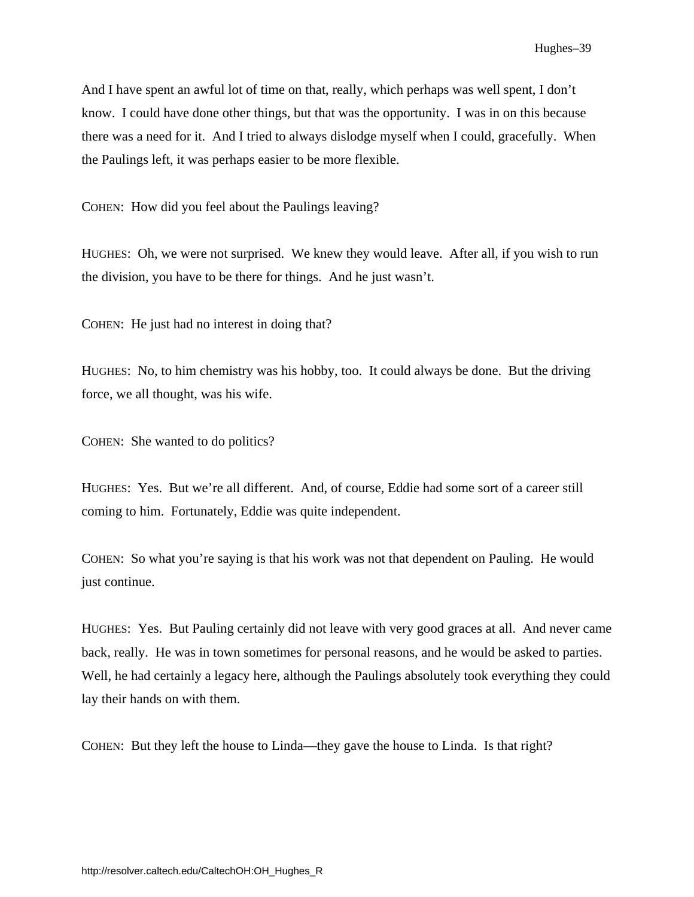And I have spent an awful lot of time on that, really, which perhaps was well spent, I don't know. I could have done other things, but that was the opportunity. I was in on this because there was a need for it. And I tried to always dislodge myself when I could, gracefully. When the Paulings left, it was perhaps easier to be more flexible.

COHEN: How did you feel about the Paulings leaving?

HUGHES: Oh, we were not surprised. We knew they would leave. After all, if you wish to run the division, you have to be there for things. And he just wasn't.

COHEN: He just had no interest in doing that?

HUGHES: No, to him chemistry was his hobby, too. It could always be done. But the driving force, we all thought, was his wife.

COHEN: She wanted to do politics?

HUGHES: Yes. But we're all different. And, of course, Eddie had some sort of a career still coming to him. Fortunately, Eddie was quite independent.

COHEN: So what you're saying is that his work was not that dependent on Pauling. He would just continue.

HUGHES: Yes. But Pauling certainly did not leave with very good graces at all. And never came back, really. He was in town sometimes for personal reasons, and he would be asked to parties. Well, he had certainly a legacy here, although the Paulings absolutely took everything they could lay their hands on with them.

COHEN: But they left the house to Linda—they gave the house to Linda. Is that right?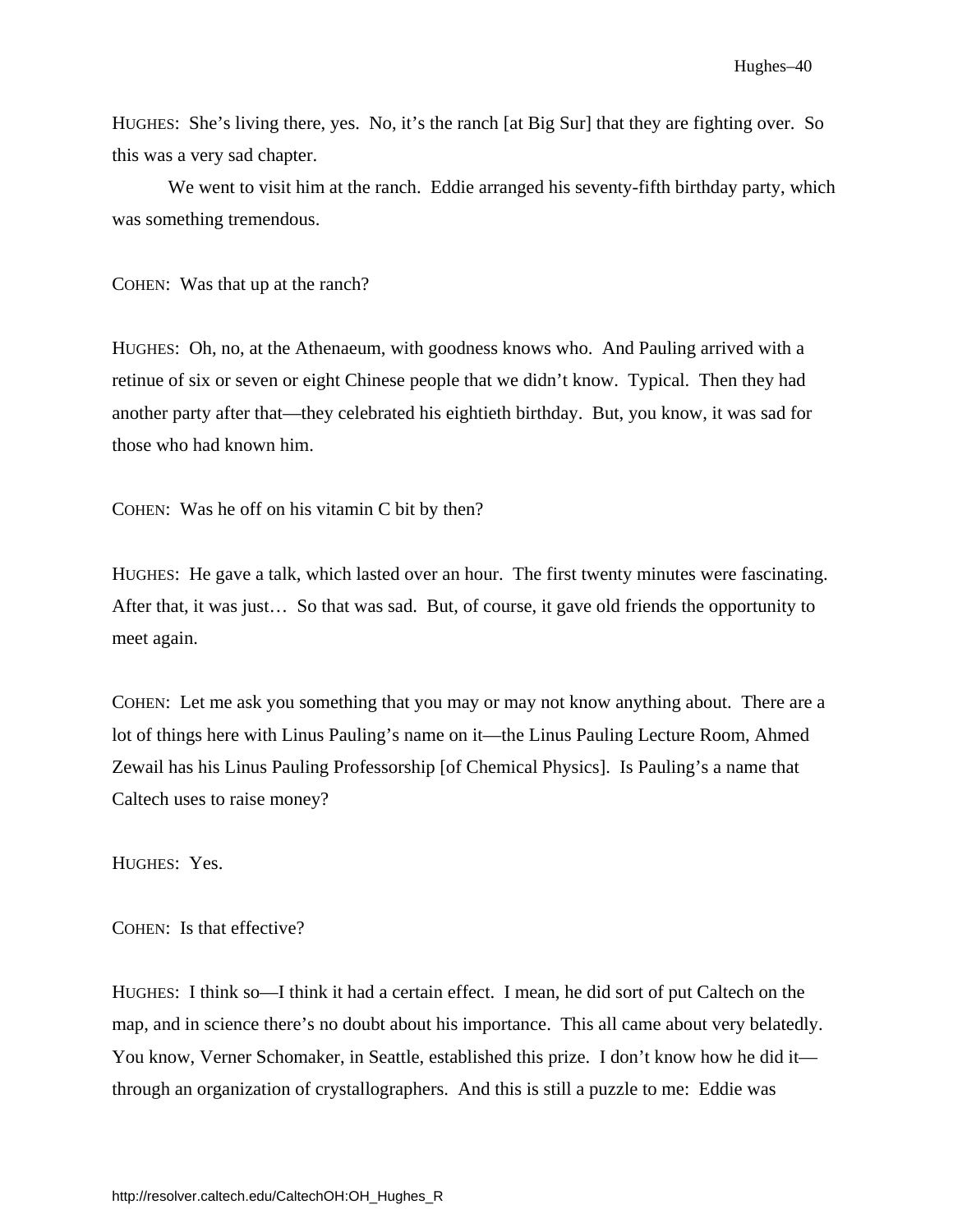HUGHES: She's living there, yes. No, it's the ranch [at Big Sur] that they are fighting over. So this was a very sad chapter.

We went to visit him at the ranch. Eddie arranged his seventy-fifth birthday party, which was something tremendous.

COHEN: Was that up at the ranch?

HUGHES: Oh, no, at the Athenaeum, with goodness knows who. And Pauling arrived with a retinue of six or seven or eight Chinese people that we didn't know. Typical. Then they had another party after that—they celebrated his eightieth birthday. But, you know, it was sad for those who had known him.

COHEN: Was he off on his vitamin C bit by then?

HUGHES: He gave a talk, which lasted over an hour. The first twenty minutes were fascinating. After that, it was just… So that was sad. But, of course, it gave old friends the opportunity to meet again.

COHEN: Let me ask you something that you may or may not know anything about. There are a lot of things here with Linus Pauling's name on it—the Linus Pauling Lecture Room, Ahmed Zewail has his Linus Pauling Professorship [of Chemical Physics]. Is Pauling's a name that Caltech uses to raise money?

HUGHES: Yes.

COHEN: Is that effective?

HUGHES: I think so—I think it had a certain effect. I mean, he did sort of put Caltech on the map, and in science there's no doubt about his importance. This all came about very belatedly. You know, Verner Schomaker, in Seattle, established this prize. I don't know how he did it—through an organization of crystallographers. And this is still a puzzle to me: Eddie was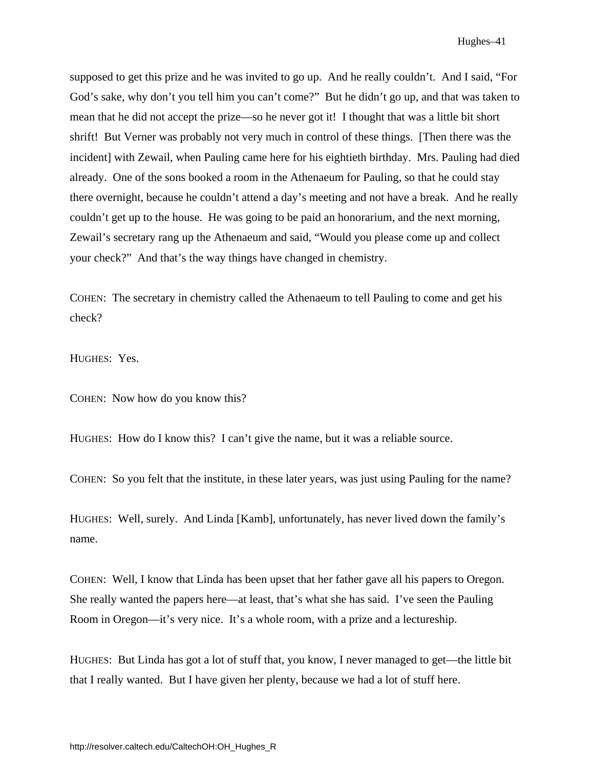supposed to get this prize and he was invited to go up. And he really couldn't. And I said, "For God's sake, why don't you tell him you can't come?" But he didn't go up, and that was taken to mean that he did not accept the prize—so he never got it! I thought that was a little bit short shrift! But Verner was probably not very much in control of these things. [Then there was the incident] with Zewail, when Pauling came here for his eightieth birthday. Mrs. Pauling had died already. One of the sons booked a room in the Athenaeum for Pauling, so that he could stay there overnight, because he couldn't attend a day's meeting and not have a break. And he really couldn't get up to the house. He was going to be paid an honorarium, and the next morning, Zewail's secretary rang up the Athenaeum and said, "Would you please come up and collect your check?" And that's the way things have changed in chemistry.

COHEN: The secretary in chemistry called the Athenaeum to tell Pauling to come and get his check?

HUGHES: Yes.

COHEN: Now how do you know this?

HUGHES: How do I know this? I can't give the name, but it was a reliable source.

COHEN: So you felt that the institute, in these later years, was just using Pauling for the name?

HUGHES: Well, surely. And Linda [Kamb], unfortunately, has never lived down the family's name.

COHEN: Well, I know that Linda has been upset that her father gave all his papers to Oregon. She really wanted the papers here—at least, that's what she has said. I've seen the Pauling Room in Oregon—it's very nice. It's a whole room, with a prize and a lectureship.

HUGHES: But Linda has got a lot of stuff that, you know, I never managed to get—the little bit that I really wanted. But I have given her plenty, because we had a lot of stuff here.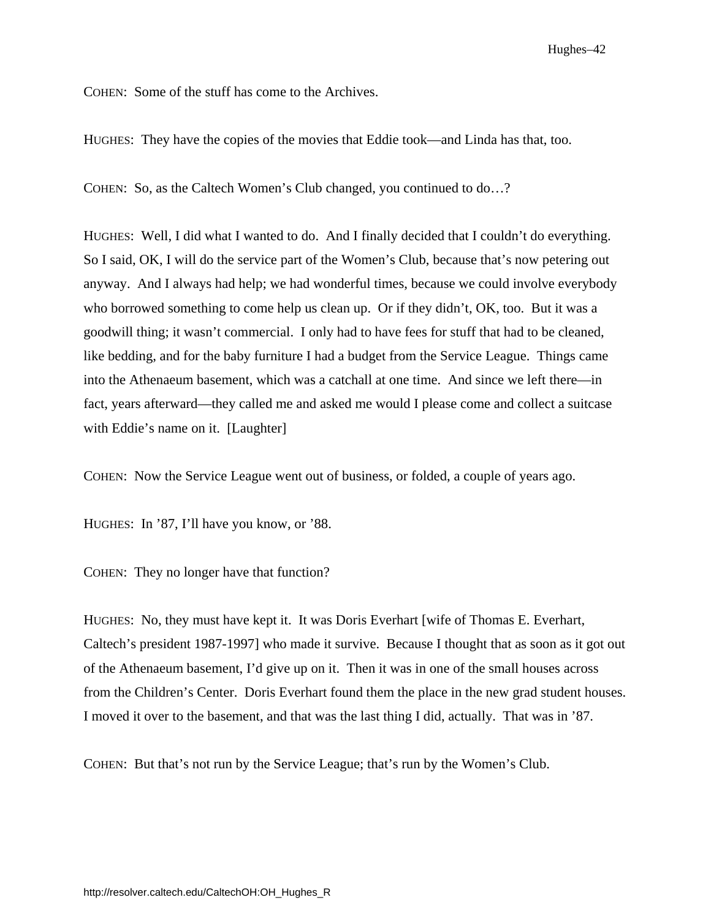COHEN: Some of the stuff has come to the Archives.

HUGHES: They have the copies of the movies that Eddie took—and Linda has that, too.

COHEN: So, as the Caltech Women's Club changed, you continued to do…?

HUGHES: Well, I did what I wanted to do. And I finally decided that I couldn't do everything. So I said, OK, I will do the service part of the Women's Club, because that's now petering out anyway. And I always had help; we had wonderful times, because we could involve everybody who borrowed something to come help us clean up. Or if they didn't, OK, too. But it was a goodwill thing; it wasn't commercial. I only had to have fees for stuff that had to be cleaned, like bedding, and for the baby furniture I had a budget from the Service League. Things came into the Athenaeum basement, which was a catchall at one time. And since we left there—in fact, years afterward—they called me and asked me would I please come and collect a suitcase with Eddie's name on it. [Laughter]

COHEN: Now the Service League went out of business, or folded, a couple of years ago.

HUGHES: In '87, I'll have you know, or '88.

COHEN: They no longer have that function?

HUGHES: No, they must have kept it. It was Doris Everhart [wife of Thomas E. Everhart, Caltech's president 1987-1997] who made it survive. Because I thought that as soon as it got out of the Athenaeum basement, I'd give up on it. Then it was in one of the small houses across from the Children's Center. Doris Everhart found them the place in the new grad student houses. I moved it over to the basement, and that was the last thing I did, actually. That was in '87.

COHEN: But that's not run by the Service League; that's run by the Women's Club.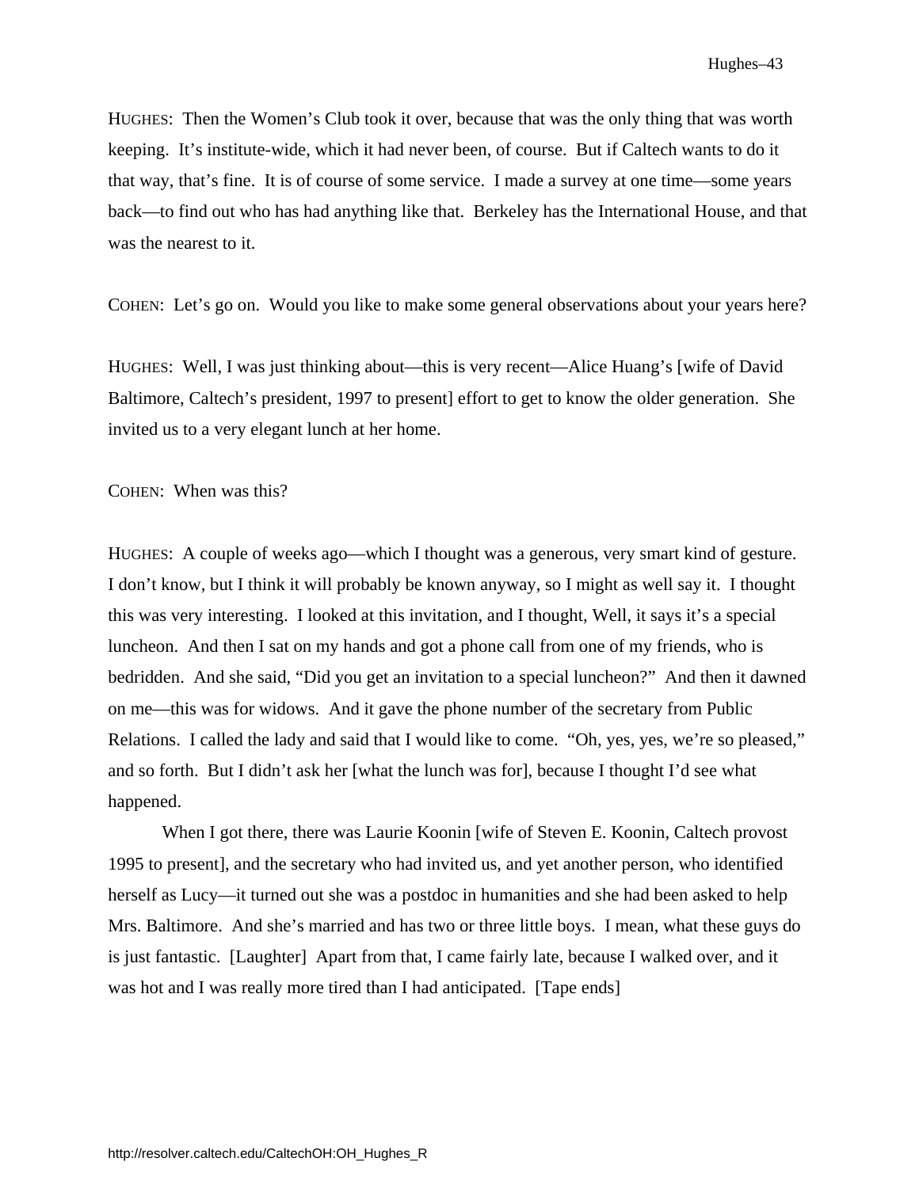HUGHES: Then the Women's Club took it over, because that was the only thing that was worth keeping. It's institute-wide, which it had never been, of course. But if Caltech wants to do it that way, that's fine. It is of course of some service. I made a survey at one time—some years back—to find out who has had anything like that. Berkeley has the International House, and that was the nearest to it.

COHEN: Let's go on. Would you like to make some general observations about your years here?

HUGHES: Well, I was just thinking about—this is very recent—Alice Huang's [wife of David Baltimore, Caltech's president, 1997 to present] effort to get to know the older generation. She invited us to a very elegant lunch at her home.

COHEN: When was this?

HUGHES: A couple of weeks ago—which I thought was a generous, very smart kind of gesture. I don't know, but I think it will probably be known anyway, so I might as well say it. I thought this was very interesting. I looked at this invitation, and I thought, Well, it says it's a special luncheon. And then I sat on my hands and got a phone call from one of my friends, who is bedridden. And she said, "Did you get an invitation to a special luncheon?" And then it dawned on me—this was for widows. And it gave the phone number of the secretary from Public Relations. I called the lady and said that I would like to come. "Oh, yes, yes, we're so pleased," and so forth. But I didn't ask her [what the lunch was for], because I thought I'd see what happened.

When I got there, there was Laurie Koonin [wife of Steven E. Koonin, Caltech provost 1995 to present], and the secretary who had invited us, and yet another person, who identified herself as Lucy—it turned out she was a postdoc in humanities and she had been asked to help Mrs. Baltimore. And she's married and has two or three little boys. I mean, what these guys do is just fantastic. [Laughter] Apart from that, I came fairly late, because I walked over, and it was hot and I was really more tired than I had anticipated. [Tape ends]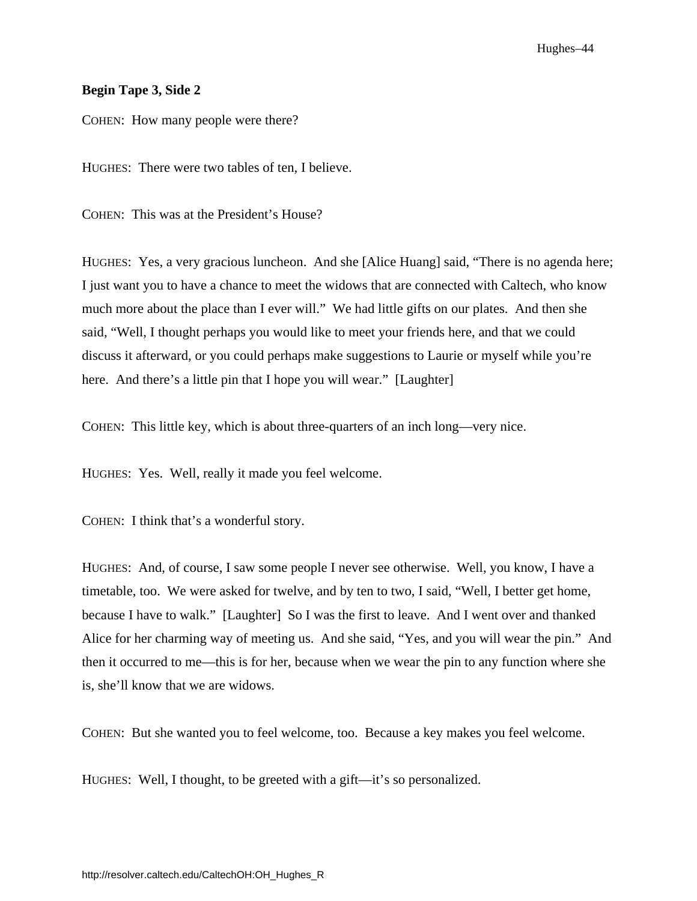**Begin Tape 3, Side 2**

COHEN: How many people were there?

HUGHES: There were two tables of ten, I believe.

COHEN: This was at the President's House?

HUGHES: Yes, a very gracious luncheon. And she [Alice Huang] said, "There is no agenda here; I just want you to have a chance to meet the widows that are connected with Caltech, who know much more about the place than I ever will." We had little gifts on our plates. And then she said, "Well, I thought perhaps you would like to meet your friends here, and that we could discuss it afterward, or you could perhaps make suggestions to Laurie or myself while you're here. And there's a little pin that I hope you will wear." [Laughter]

COHEN: This little key, which is about three-quarters of an inch long—very nice.

HUGHES: Yes. Well, really it made you feel welcome.

COHEN: I think that's a wonderful story.

HUGHES: And, of course, I saw some people I never see otherwise. Well, you know, I have a timetable, too. We were asked for twelve, and by ten to two, I said, "Well, I better get home, because I have to walk." [Laughter] So I was the first to leave. And I went over and thanked Alice for her charming way of meeting us. And she said, "Yes, and you will wear the pin." And then it occurred to me—this is for her, because when we wear the pin to any function where she is, she'll know that we are widows.

COHEN: But she wanted you to feel welcome, too. Because a key makes you feel welcome.

HUGHES: Well, I thought, to be greeted with a gift—it's so personalized.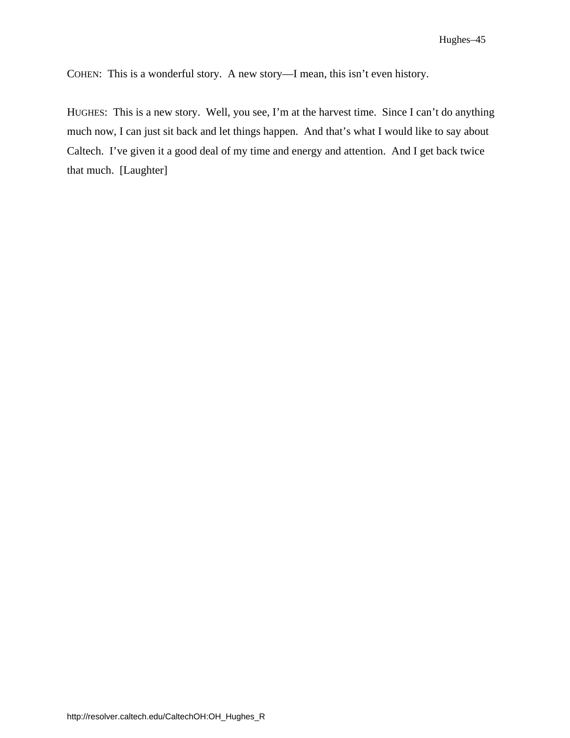COHEN: This is a wonderful story. A new story—I mean, this isn't even history.

HUGHES: This is a new story. Well, you see, I'm at the harvest time. Since I can't do anything much now, I can just sit back and let things happen. And that's what I would like to say about Caltech. I've given it a good deal of my time and energy and attention. And I get back twice that much. [Laughter]